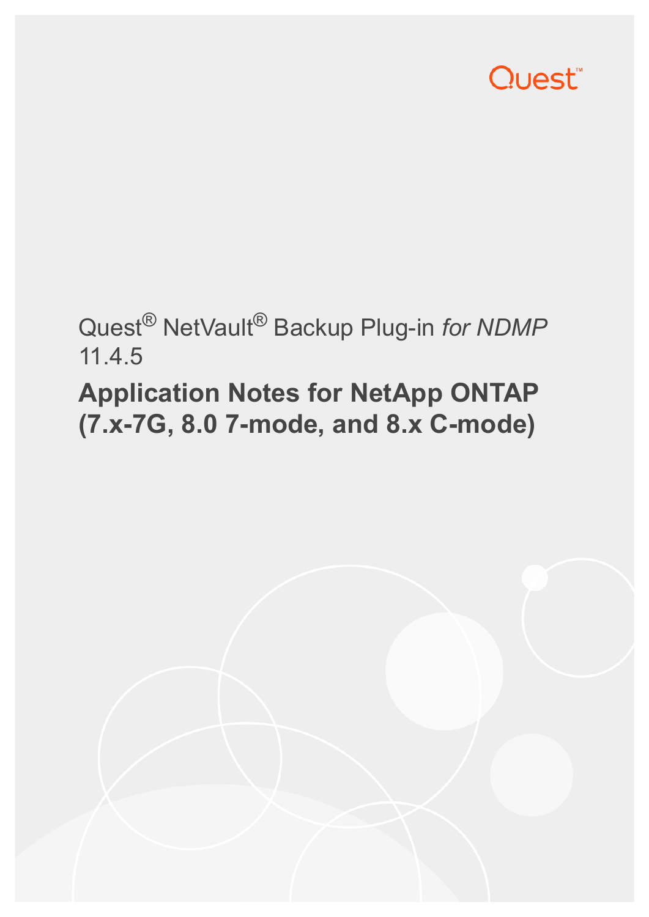Quest

Quest® NetVault® Backup Plug-in *for NDMP* 11.4.5

# Application Notes for NetApp ONTAP (7.x-7G, 8.0 7-mode, and 8.x C-mode)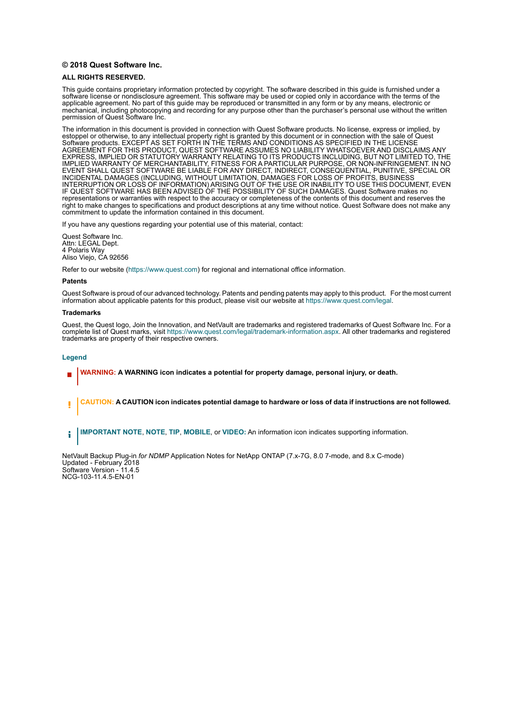**© 2018 Quest Software Inc.**

**ALL RIGHTS RESERVED.**

This guide contains proprietary information protected by copyright. The software described in this guide is furnished under a software license or nondisclosure agreement. This software may be used or copied only in accordance with the terms of the applicable agreement. No part of this guide may be reproduced or transmitted in any form or by any means, electronic or mechanical, including photocopying and recording for any purpose other than the purchaser's personal use without the written permission of Quest Software Inc.

The information in this document is provided in connection with Quest Software products. No license, express or implied, by estoppel or otherwise, to any intellectual property right is granted by this document or in connection with the sale of Quest Software products. EXCEPT AS SET FORTH IN THE TERMS AND CONDITIONS AS SPECIFIED IN THE LICENSE AGREEMENT FOR THIS PRODUCT, QUEST SOFTWARE ASSUMES NO LIABILITY WHATSOEVER AND DISCLAIMS ANY EXPRESS, IMPLIED OR STATUTORY WARRANTY RELATING TO ITS PRODUCTS INCLUDING, BUT NOT LIMITED TO, THE IMPLIED WARRANTY OF MERCHANTABILITY, FITNESS FOR A PARTICULAR PURPOSE, OR NON-INFRINGEMENT. IN NO EVENT SHALL QUEST SOFTWARE BE LIABLE FOR ANY DIRECT, INDIRECT, CONSEQUENTIAL, PUNITIVE, SPECIAL OR INCIDENTAL DAMAGES (INCLUDING, WITHOUT LIMITATION, DAMAGES FOR LOSS OF PROFITS, BUSINESS INTERRUPTION OR LOSS OF INFORMATION) ARISING OUT OF THE USE OR INABILITY TO USE THIS DOCUMENT, EVEN IF QUEST SOFTWARE HAS BEEN ADVISED OF THE POSSIBILITY OF SUCH DAMAGES. Quest Software makes no representations or warranties with respect to the accuracy or completeness of the contents of this document and reserves the right to make changes to specifications and product descriptions at any time without notice. Quest Software does not make any commitment to update the information contained in this document.

If you have any questions regarding your potential use of this material, contact:

Quest Software Inc.
Attn: LEGAL Dept.
4 Polaris Way
Aliso Viejo, CA 92656

Refer to our website (https://www.quest.com) for regional and international office information.

**Patents**

Quest Software is proud of our advanced technology. Patents and pending patents may apply to this product. For the most current information about applicable patents for this product, please visit our website at https://www.quest.com/legal.

**Trademarks**

Quest, the Quest logo, Join the Innovation, and NetVault are trademarks and registered trademarks of Quest Software Inc. For a complete list of Quest marks, visit https://www.quest.com/legal/trademark-information.aspx. All other trademarks and registered trademarks are property of their respective owners.

**Legend**

**WARNING: A WARNING icon indicates a potential for property damage, personal injury, or death.**

**CAUTION: A CAUTION icon indicates potential damage to hardware or loss of data if instructions are not followed.**

**IMPORTANT NOTE**, **NOTE**, **TIP**, **MOBILE**, or **VIDEO**: An information icon indicates supporting information.

NetVault Backup Plug-in *for NDMP* Application Notes for NetApp ONTAP (7.x-7G, 8.0 7-mode, and 8.x C-mode)
Updated - February 2018
Software Version - 11.4.5
NCG-103-11.4.5-EN-01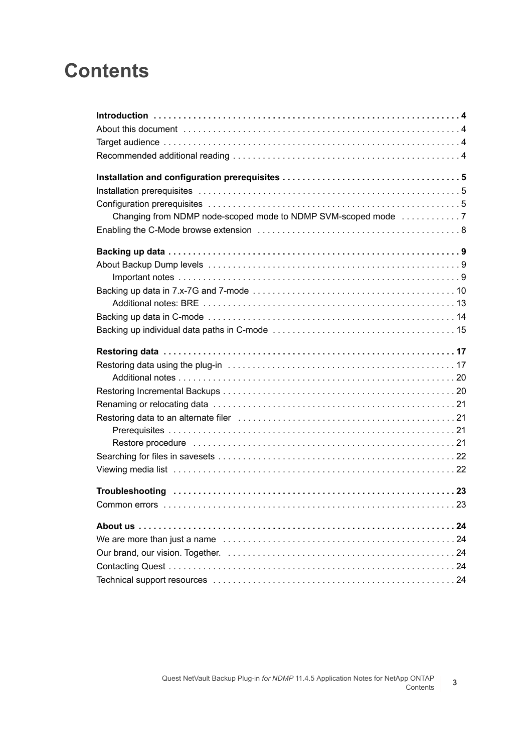# Contents

**Introduction** . . . . . . . . . . . . . . . . . . . . . . . . . . . . . . . . . . . . . . . . . . . . . . . . . . . . . . . . . . . . . . . **4**

About this document . . . . . . . . . . . . . . . . . . . . . . . . . . . . . . . . . . . . . . . . . . . . . . . . . . . . . . . . . 4

Target audience . . . . . . . . . . . . . . . . . . . . . . . . . . . . . . . . . . . . . . . . . . . . . . . . . . . . . . . . . . . . . 4

Recommended additional reading . . . . . . . . . . . . . . . . . . . . . . . . . . . . . . . . . . . . . . . . . . . . . . . 4

**Installation and configuration prerequisites** . . . . . . . . . . . . . . . . . . . . . . . . . . . . . . . . . . . . **5**

Installation prerequisites . . . . . . . . . . . . . . . . . . . . . . . . . . . . . . . . . . . . . . . . . . . . . . . . . . . . . . 5

Configuration prerequisites . . . . . . . . . . . . . . . . . . . . . . . . . . . . . . . . . . . . . . . . . . . . . . . . . . . . 5

- Changing from NDMP node-scoped mode to NDMP SVM-scoped mode . . . . . . . . . . . . 7

Enabling the C-Mode browse extension . . . . . . . . . . . . . . . . . . . . . . . . . . . . . . . . . . . . . . . . . 8

**Backing up data** . . . . . . . . . . . . . . . . . . . . . . . . . . . . . . . . . . . . . . . . . . . . . . . . . . . . . . . . . . . . **9**

About Backup Dump levels . . . . . . . . . . . . . . . . . . . . . . . . . . . . . . . . . . . . . . . . . . . . . . . . . . . . 9

- Important notes . . . . . . . . . . . . . . . . . . . . . . . . . . . . . . . . . . . . . . . . . . . . . . . . . . . . . . . . . 9

Backing up data in 7.x-7G and 7-mode . . . . . . . . . . . . . . . . . . . . . . . . . . . . . . . . . . . . . . . . . 10

- Additional notes: BRE . . . . . . . . . . . . . . . . . . . . . . . . . . . . . . . . . . . . . . . . . . . . . . . . . . . 13

Backing up data in C-mode . . . . . . . . . . . . . . . . . . . . . . . . . . . . . . . . . . . . . . . . . . . . . . . . . . . 14

Backing up individual data paths in C-mode . . . . . . . . . . . . . . . . . . . . . . . . . . . . . . . . . . . . . 15

**Restoring data** . . . . . . . . . . . . . . . . . . . . . . . . . . . . . . . . . . . . . . . . . . . . . . . . . . . . . . . . . . . . . **17**

Restoring data using the plug-in . . . . . . . . . . . . . . . . . . . . . . . . . . . . . . . . . . . . . . . . . . . . . . . 17

- Additional notes . . . . . . . . . . . . . . . . . . . . . . . . . . . . . . . . . . . . . . . . . . . . . . . . . . . . . . . . 20

Restoring Incremental Backups . . . . . . . . . . . . . . . . . . . . . . . . . . . . . . . . . . . . . . . . . . . . . . . . 20

Renaming or relocating data . . . . . . . . . . . . . . . . . . . . . . . . . . . . . . . . . . . . . . . . . . . . . . . . . . 21

Restoring data to an alternate filer . . . . . . . . . . . . . . . . . . . . . . . . . . . . . . . . . . . . . . . . . . . . . 21

- Prerequisites . . . . . . . . . . . . . . . . . . . . . . . . . . . . . . . . . . . . . . . . . . . . . . . . . . . . . . . . . . . 21
- Restore procedure . . . . . . . . . . . . . . . . . . . . . . . . . . . . . . . . . . . . . . . . . . . . . . . . . . . . . . 21

Searching for files in savesets . . . . . . . . . . . . . . . . . . . . . . . . . . . . . . . . . . . . . . . . . . . . . . . . . 22

Viewing media list . . . . . . . . . . . . . . . . . . . . . . . . . . . . . . . . . . . . . . . . . . . . . . . . . . . . . . . . . . 22

**Troubleshooting** . . . . . . . . . . . . . . . . . . . . . . . . . . . . . . . . . . . . . . . . . . . . . . . . . . . . . . . . . . . **23**

Common errors . . . . . . . . . . . . . . . . . . . . . . . . . . . . . . . . . . . . . . . . . . . . . . . . . . . . . . . . . . . . . 23

**About us** . . . . . . . . . . . . . . . . . . . . . . . . . . . . . . . . . . . . . . . . . . . . . . . . . . . . . . . . . . . . . . . . . . **24**

We are more than just a name . . . . . . . . . . . . . . . . . . . . . . . . . . . . . . . . . . . . . . . . . . . . . . . . 24

Our brand, our vision. Together. . . . . . . . . . . . . . . . . . . . . . . . . . . . . . . . . . . . . . . . . . . . . . . . 24

Contacting Quest . . . . . . . . . . . . . . . . . . . . . . . . . . . . . . . . . . . . . . . . . . . . . . . . . . . . . . . . . . . 24

Technical support resources . . . . . . . . . . . . . . . . . . . . . . . . . . . . . . . . . . . . . . . . . . . . . . . . . . 24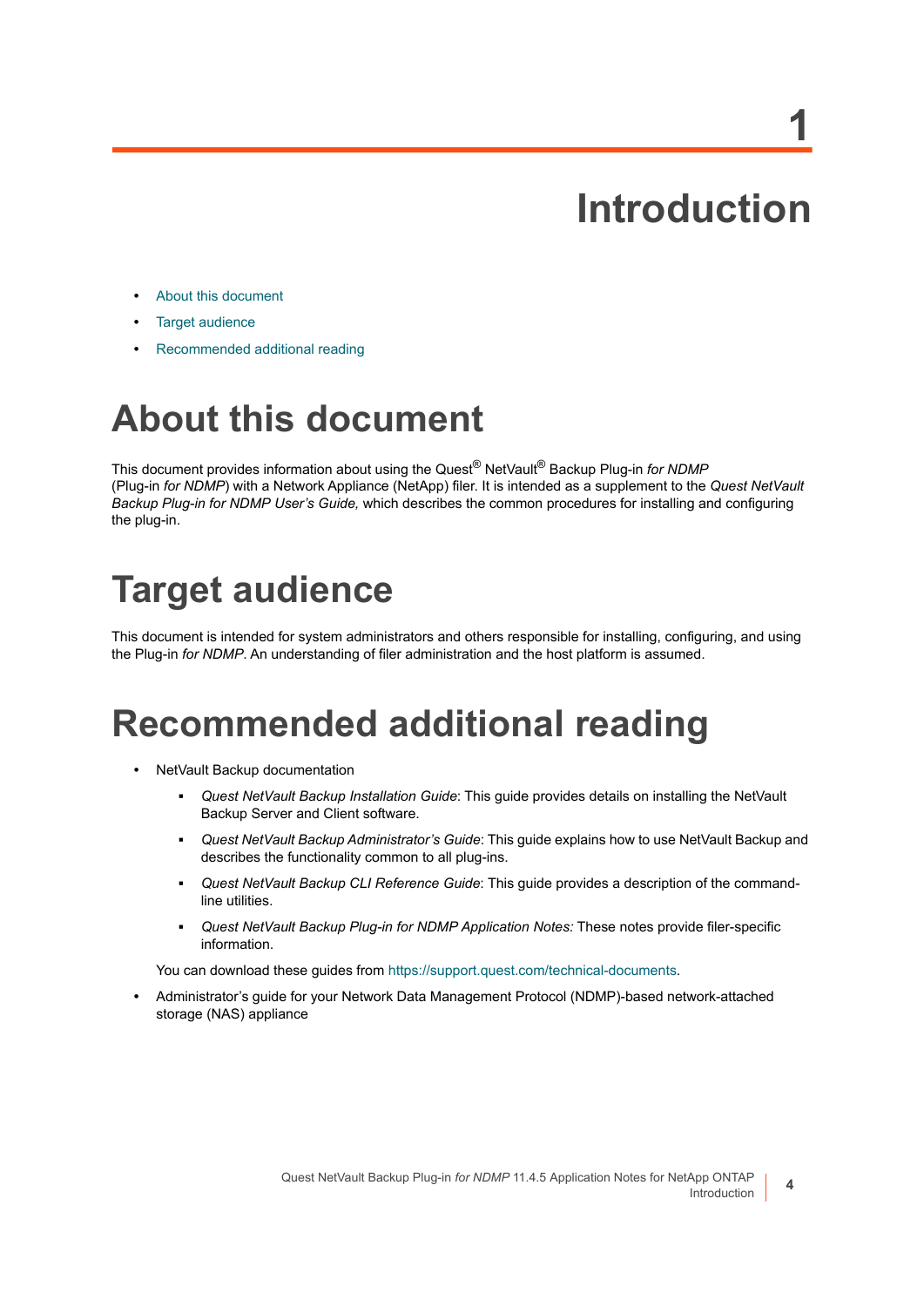# 1 Introduction

- About this document
- Target audience
- Recommended additional reading

## About this document

This document provides information about using the Quest® NetVault® Backup Plug-in *for NDMP* (Plug-in *for NDMP*) with a Network Appliance (NetApp) filer. It is intended as a supplement to the *Quest NetVault Backup Plug-in for NDMP User's Guide,* which describes the common procedures for installing and configuring the plug-in.

## Target audience

This document is intended for system administrators and others responsible for installing, configuring, and using the Plug-in *for NDMP*. An understanding of filer administration and the host platform is assumed.

## Recommended additional reading

- NetVault Backup documentation
  - *Quest NetVault Backup Installation Guide*: This guide provides details on installing the NetVault Backup Server and Client software.
  - *Quest NetVault Backup Administrator's Guide*: This guide explains how to use NetVault Backup and describes the functionality common to all plug-ins.
  - *Quest NetVault Backup CLI Reference Guide*: This guide provides a description of the command-line utilities.
  - *Quest NetVault Backup Plug-in for NDMP Application Notes:* These notes provide filer-specific information.

  You can download these guides from https://support.quest.com/technical-documents.
- Administrator's guide for your Network Data Management Protocol (NDMP)-based network-attached storage (NAS) appliance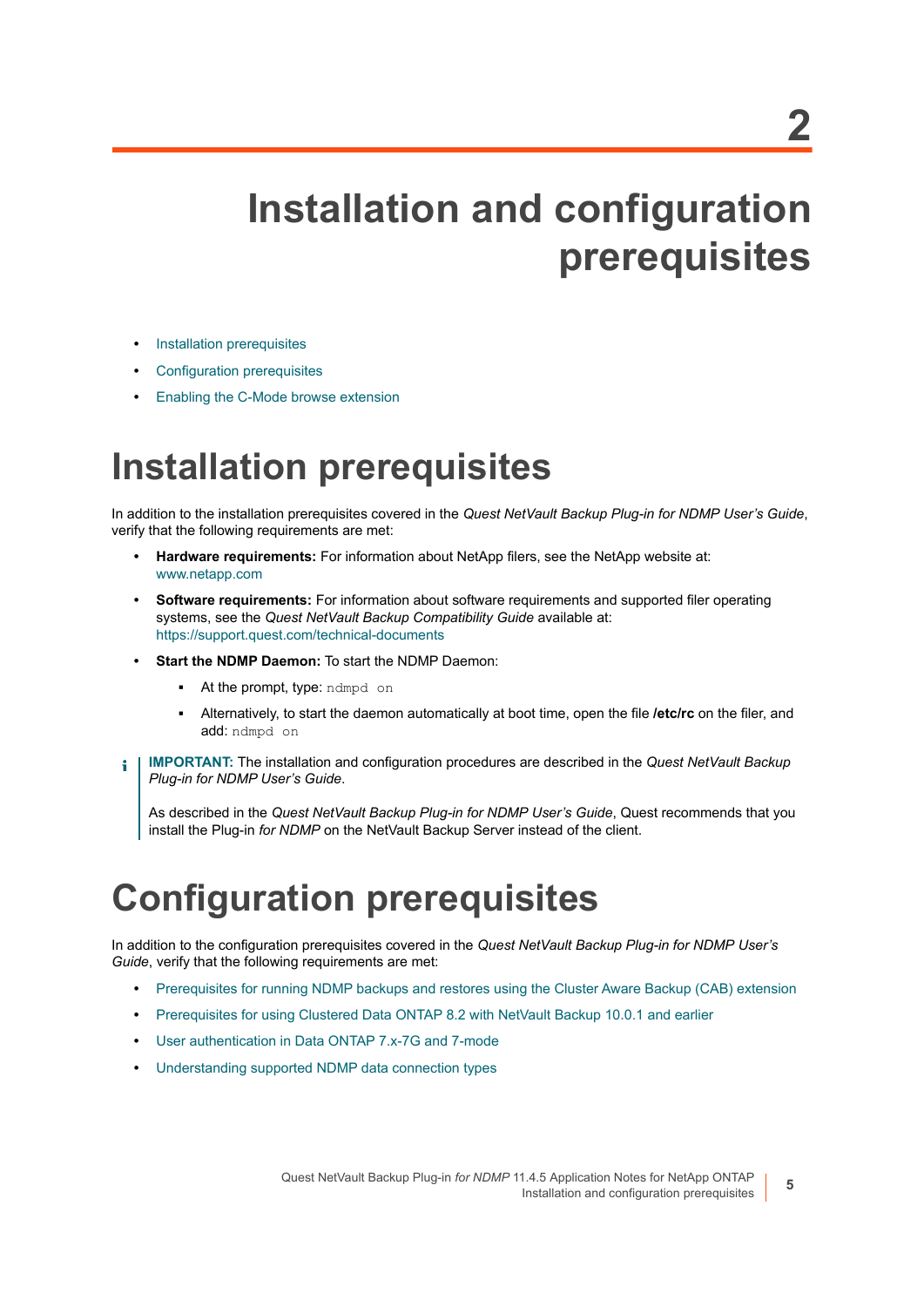# 2 Installation and configuration prerequisites

- Installation prerequisites
- Configuration prerequisites
- Enabling the C-Mode browse extension

## Installation prerequisites

In addition to the installation prerequisites covered in the *Quest NetVault Backup Plug-in for NDMP User's Guide*, verify that the following requirements are met:

- **Hardware requirements:** For information about NetApp filers, see the NetApp website at: www.netapp.com
- **Software requirements:** For information about software requirements and supported filer operating systems, see the *Quest NetVault Backup Compatibility Guide* available at: https://support.quest.com/technical-documents
- **Start the NDMP Daemon:** To start the NDMP Daemon:
  - At the prompt, type: `ndmpd on`
  - Alternatively, to start the daemon automatically at boot time, open the file **/etc/rc** on the filer, and add: `ndmpd on`

> **IMPORTANT:** The installation and configuration procedures are described in the *Quest NetVault Backup Plug-in for NDMP User's Guide*.
>
> As described in the *Quest NetVault Backup Plug-in for NDMP User's Guide*, Quest recommends that you install the Plug-in *for NDMP* on the NetVault Backup Server instead of the client.

## Configuration prerequisites

In addition to the configuration prerequisites covered in the *Quest NetVault Backup Plug-in for NDMP User's Guide*, verify that the following requirements are met:

- Prerequisites for running NDMP backups and restores using the Cluster Aware Backup (CAB) extension
- Prerequisites for using Clustered Data ONTAP 8.2 with NetVault Backup 10.0.1 and earlier
- User authentication in Data ONTAP 7.x-7G and 7-mode
- Understanding supported NDMP data connection types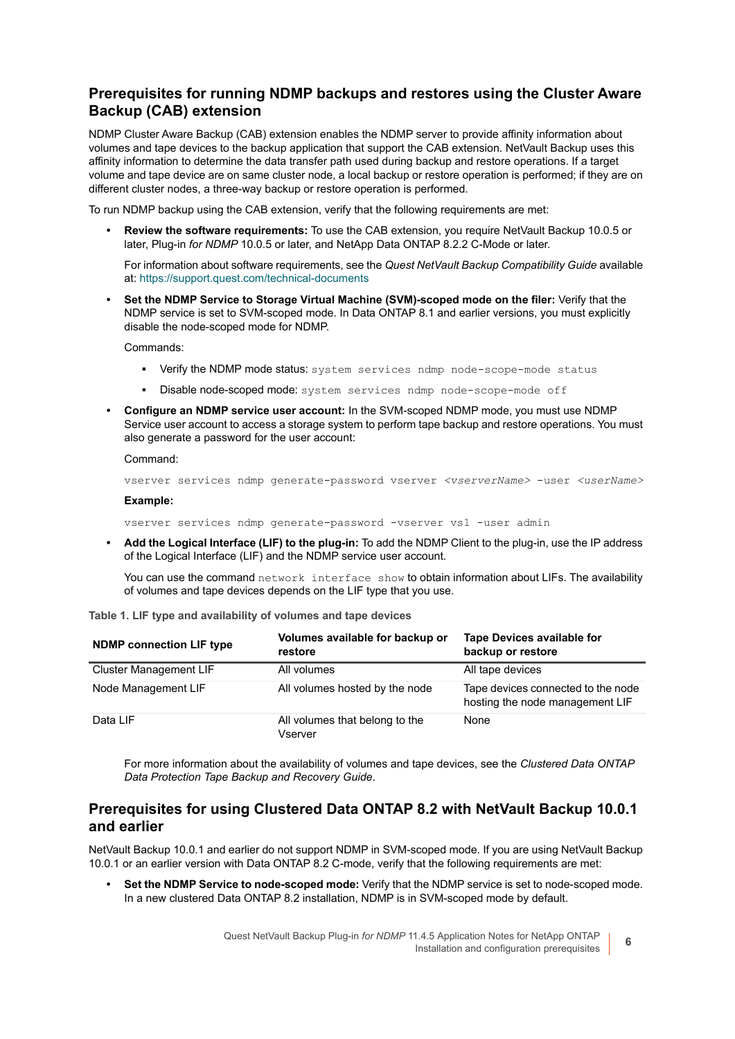## Prerequisites for running NDMP backups and restores using the Cluster Aware Backup (CAB) extension

NDMP Cluster Aware Backup (CAB) extension enables the NDMP server to provide affinity information about volumes and tape devices to the backup application that support the CAB extension. NetVault Backup uses this affinity information to determine the data transfer path used during backup and restore operations. If a target volume and tape device are on same cluster node, a local backup or restore operation is performed; if they are on different cluster nodes, a three-way backup or restore operation is performed.

To run NDMP backup using the CAB extension, verify that the following requirements are met:

- **Review the software requirements:** To use the CAB extension, you require NetVault Backup 10.0.5 or later, Plug-in *for NDMP* 10.0.5 or later, and NetApp Data ONTAP 8.2.2 C-Mode or later.

  For information about software requirements, see the *Quest NetVault Backup Compatibility Guide* available at: https://support.quest.com/technical-documents

- **Set the NDMP Service to Storage Virtual Machine (SVM)-scoped mode on the filer:** Verify that the NDMP service is set to SVM-scoped mode. In Data ONTAP 8.1 and earlier versions, you must explicitly disable the node-scoped mode for NDMP.

  Commands:

  - Verify the NDMP mode status: `system services ndmp node-scope-mode status`
  - Disable node-scoped mode: `system services ndmp node-scope-mode off`

- **Configure an NDMP service user account:** In the SVM-scoped NDMP mode, you must use NDMP Service user account to access a storage system to perform tape backup and restore operations. You must also generate a password for the user account:

  Command:

  ```
  vserver services ndmp generate-password vserver <vserverName> -user <userName>
  ```

  **Example:**

  ```
  vserver services ndmp generate-password -vserver vs1 -user admin
  ```

- **Add the Logical Interface (LIF) to the plug-in:** To add the NDMP Client to the plug-in, use the IP address of the Logical Interface (LIF) and the NDMP service user account.

  You can use the command `network interface show` to obtain information about LIFs. The availability of volumes and tape devices depends on the LIF type that you use.

**Table 1. LIF type and availability of volumes and tape devices**

| NDMP connection LIF type | Volumes available for backup or restore | Tape Devices available for backup or restore |
|---|---|---|
| Cluster Management LIF | All volumes | All tape devices |
| Node Management LIF | All volumes hosted by the node | Tape devices connected to the node hosting the node management LIF |
| Data LIF | All volumes that belong to the Vserver | None |

For more information about the availability of volumes and tape devices, see the *Clustered Data ONTAP Data Protection Tape Backup and Recovery Guide*.

## Prerequisites for using Clustered Data ONTAP 8.2 with NetVault Backup 10.0.1 and earlier

NetVault Backup 10.0.1 and earlier do not support NDMP in SVM-scoped mode. If you are using NetVault Backup 10.0.1 or an earlier version with Data ONTAP 8.2 C-mode, verify that the following requirements are met:

- **Set the NDMP Service to node-scoped mode:** Verify that the NDMP service is set to node-scoped mode. In a new clustered Data ONTAP 8.2 installation, NDMP is in SVM-scoped mode by default.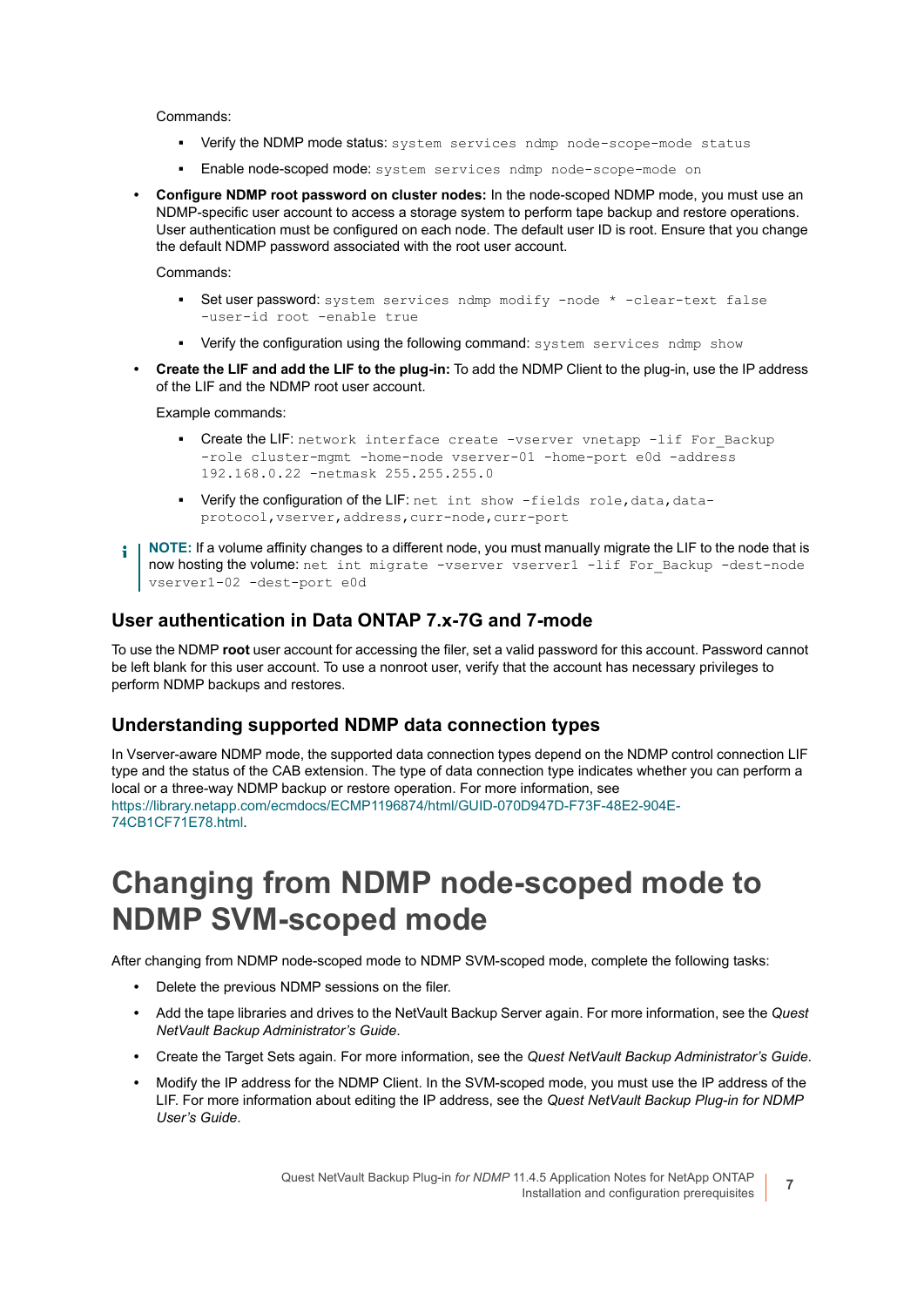Commands:

- Verify the NDMP mode status: `system services ndmp node-scope-mode status`
- Enable node-scoped mode: `system services ndmp node-scope-mode on`

- **Configure NDMP root password on cluster nodes:** In the node-scoped NDMP mode, you must use an NDMP-specific user account to access a storage system to perform tape backup and restore operations. User authentication must be configured on each node. The default user ID is root. Ensure that you change the default NDMP password associated with the root user account.

  Commands:

  - Set user password: `system services ndmp modify -node * -clear-text false -user-id root -enable true`
  - Verify the configuration using the following command: `system services ndmp show`

- **Create the LIF and add the LIF to the plug-in:** To add the NDMP Client to the plug-in, use the IP address of the LIF and the NDMP root user account.

  Example commands:

  - Create the LIF: `network interface create -vserver vnetapp -lif For_Backup -role cluster-mgmt -home-node vserver-01 -home-port e0d -address 192.168.0.22 -netmask 255.255.255.0`
  - Verify the configuration of the LIF: `net int show -fields role,data,data-protocol,vserver,address,curr-node,curr-port`

**NOTE:** If a volume affinity changes to a different node, you must manually migrate the LIF to the node that is now hosting the volume: `net int migrate -vserver vserver1 -lif For_Backup -dest-node vserver1-02 -dest-port e0d`

## User authentication in Data ONTAP 7.x-7G and 7-mode

To use the NDMP **root** user account for accessing the filer, set a valid password for this account. Password cannot be left blank for this user account. To use a nonroot user, verify that the account has necessary privileges to perform NDMP backups and restores.

## Understanding supported NDMP data connection types

In Vserver-aware NDMP mode, the supported data connection types depend on the NDMP control connection LIF type and the status of the CAB extension. The type of data connection type indicates whether you can perform a local or a three-way NDMP backup or restore operation. For more information, see https://library.netapp.com/ecmdocs/ECMP1196874/html/GUID-070D947D-F73F-48E2-904E-74CB1CF71E78.html.

# Changing from NDMP node-scoped mode to NDMP SVM-scoped mode

After changing from NDMP node-scoped mode to NDMP SVM-scoped mode, complete the following tasks:

- Delete the previous NDMP sessions on the filer.
- Add the tape libraries and drives to the NetVault Backup Server again. For more information, see the *Quest NetVault Backup Administrator's Guide*.
- Create the Target Sets again. For more information, see the *Quest NetVault Backup Administrator's Guide*.
- Modify the IP address for the NDMP Client. In the SVM-scoped mode, you must use the IP address of the LIF. For more information about editing the IP address, see the *Quest NetVault Backup Plug-in for NDMP User's Guide*.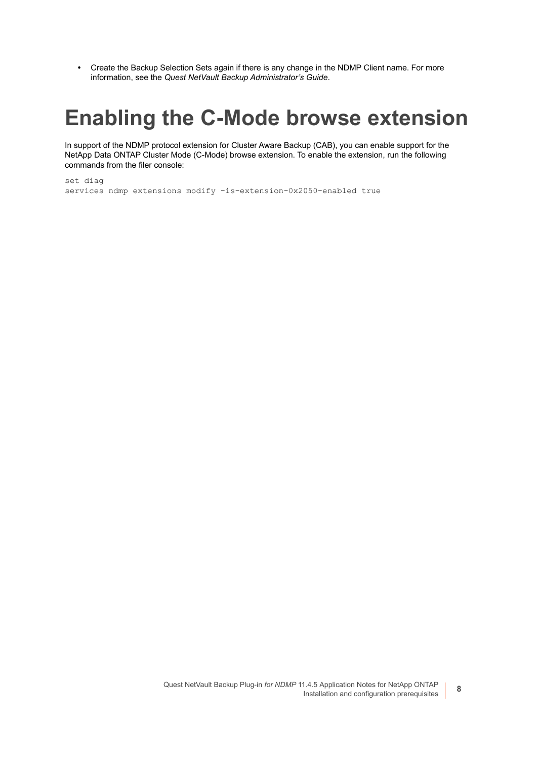- Create the Backup Selection Sets again if there is any change in the NDMP Client name. For more information, see the *Quest NetVault Backup Administrator's Guide*.

# Enabling the C-Mode browse extension

In support of the NDMP protocol extension for Cluster Aware Backup (CAB), you can enable support for the NetApp Data ONTAP Cluster Mode (C-Mode) browse extension. To enable the extension, run the following commands from the filer console:

```
set diag
services ndmp extensions modify -is-extension-0x2050-enabled true
```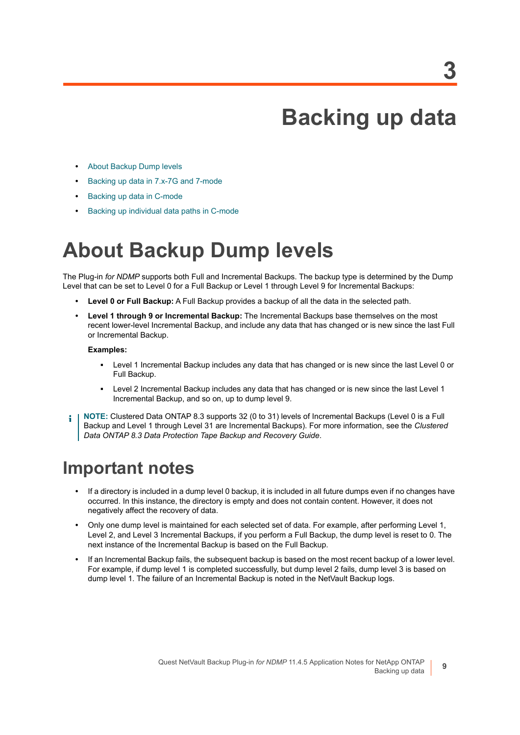3

# Backing up data

- About Backup Dump levels
- Backing up data in 7.x-7G and 7-mode
- Backing up data in C-mode
- Backing up individual data paths in C-mode

# About Backup Dump levels

The Plug-in *for NDMP* supports both Full and Incremental Backups. The backup type is determined by the Dump Level that can be set to Level 0 for a Full Backup or Level 1 through Level 9 for Incremental Backups:

- **Level 0 or Full Backup:** A Full Backup provides a backup of all the data in the selected path.
- **Level 1 through 9 or Incremental Backup:** The Incremental Backups base themselves on the most recent lower-level Incremental Backup, and include any data that has changed or is new since the last Full or Incremental Backup.

  **Examples:**

  - Level 1 Incremental Backup includes any data that has changed or is new since the last Level 0 or Full Backup.
  - Level 2 Incremental Backup includes any data that has changed or is new since the last Level 1 Incremental Backup, and so on, up to dump level 9.

**NOTE:** Clustered Data ONTAP 8.3 supports 32 (0 to 31) levels of Incremental Backups (Level 0 is a Full Backup and Level 1 through Level 31 are Incremental Backups). For more information, see the *Clustered Data ONTAP 8.3 Data Protection Tape Backup and Recovery Guide*.

## Important notes

- If a directory is included in a dump level 0 backup, it is included in all future dumps even if no changes have occurred. In this instance, the directory is empty and does not contain content. However, it does not negatively affect the recovery of data.
- Only one dump level is maintained for each selected set of data. For example, after performing Level 1, Level 2, and Level 3 Incremental Backups, if you perform a Full Backup, the dump level is reset to 0. The next instance of the Incremental Backup is based on the Full Backup.
- If an Incremental Backup fails, the subsequent backup is based on the most recent backup of a lower level. For example, if dump level 1 is completed successfully, but dump level 2 fails, dump level 3 is based on dump level 1. The failure of an Incremental Backup is noted in the NetVault Backup logs.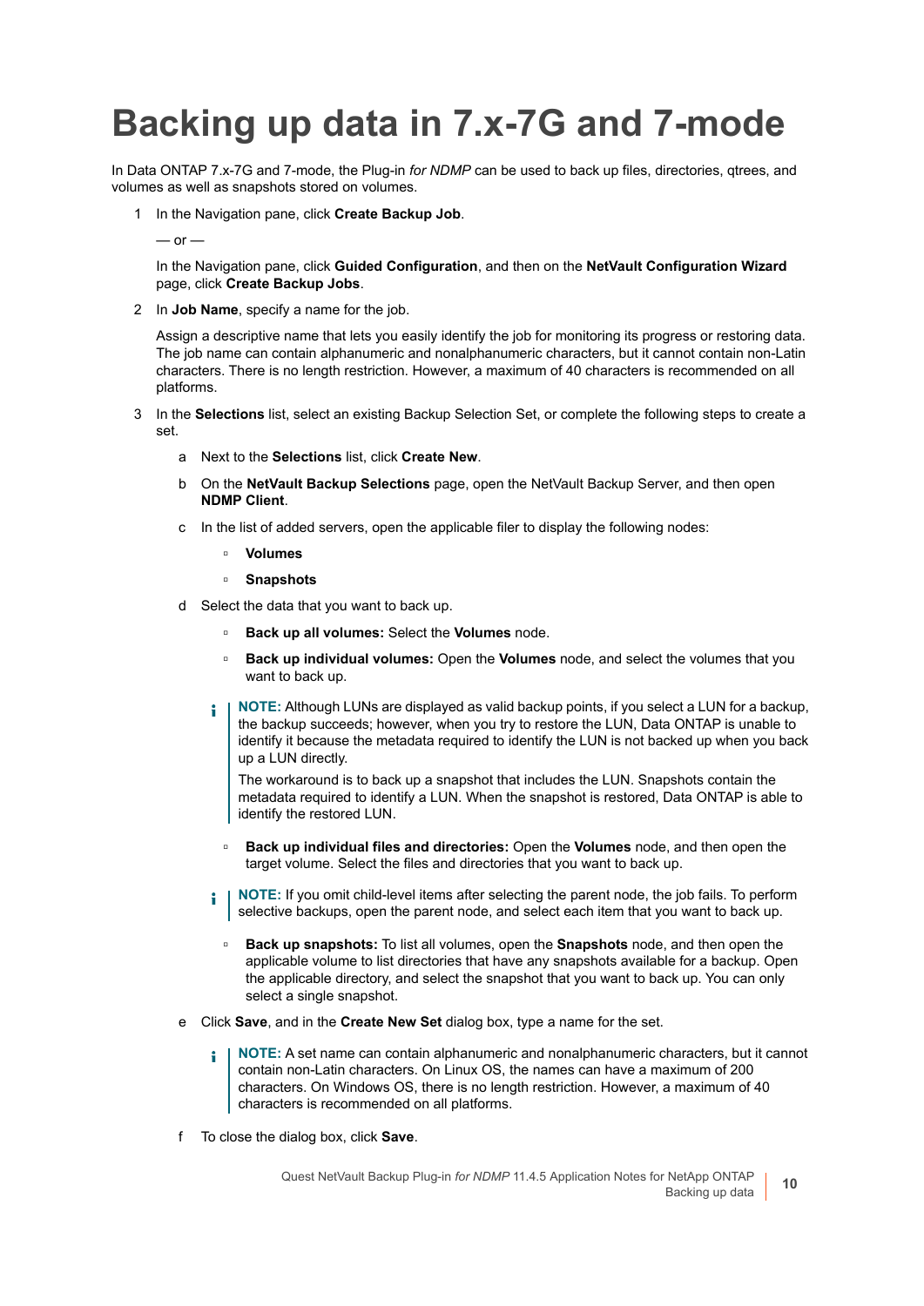# Backing up data in 7.x-7G and 7-mode

In Data ONTAP 7.x-7G and 7-mode, the Plug-in *for NDMP* can be used to back up files, directories, qtrees, and volumes as well as snapshots stored on volumes.

1. In the Navigation pane, click **Create Backup Job**.

   — or —

   In the Navigation pane, click **Guided Configuration**, and then on the **NetVault Configuration Wizard** page, click **Create Backup Jobs**.

2. In **Job Name**, specify a name for the job.

   Assign a descriptive name that lets you easily identify the job for monitoring its progress or restoring data. The job name can contain alphanumeric and nonalphanumeric characters, but it cannot contain non-Latin characters. There is no length restriction. However, a maximum of 40 characters is recommended on all platforms.

3. In the **Selections** list, select an existing Backup Selection Set, or complete the following steps to create a set.

   a. Next to the **Selections** list, click **Create New**.

   b. On the **NetVault Backup Selections** page, open the NetVault Backup Server, and then open **NDMP Client**.

   c. In the list of added servers, open the applicable filer to display the following nodes:

      - **Volumes**
      - **Snapshots**

   d. Select the data that you want to back up.

      - **Back up all volumes:** Select the **Volumes** node.
      - **Back up individual volumes:** Open the **Volumes** node, and select the volumes that you want to back up.

      > **NOTE:** Although LUNs are displayed as valid backup points, if you select a LUN for a backup, the backup succeeds; however, when you try to restore the LUN, Data ONTAP is unable to identify it because the metadata required to identify the LUN is not backed up when you back up a LUN directly.
      >
      > The workaround is to back up a snapshot that includes the LUN. Snapshots contain the metadata required to identify a LUN. When the snapshot is restored, Data ONTAP is able to identify the restored LUN.

      - **Back up individual files and directories:** Open the **Volumes** node, and then open the target volume. Select the files and directories that you want to back up.

      > **NOTE:** If you omit child-level items after selecting the parent node, the job fails. To perform selective backups, open the parent node, and select each item that you want to back up.

      - **Back up snapshots:** To list all volumes, open the **Snapshots** node, and then open the applicable volume to list directories that have any snapshots available for a backup. Open the applicable directory, and select the snapshot that you want to back up. You can only select a single snapshot.

   e. Click **Save**, and in the **Create New Set** dialog box, type a name for the set.

      > **NOTE:** A set name can contain alphanumeric and nonalphanumeric characters, but it cannot contain non-Latin characters. On Linux OS, the names can have a maximum of 200 characters. On Windows OS, there is no length restriction. However, a maximum of 40 characters is recommended on all platforms.

   f. To close the dialog box, click **Save**.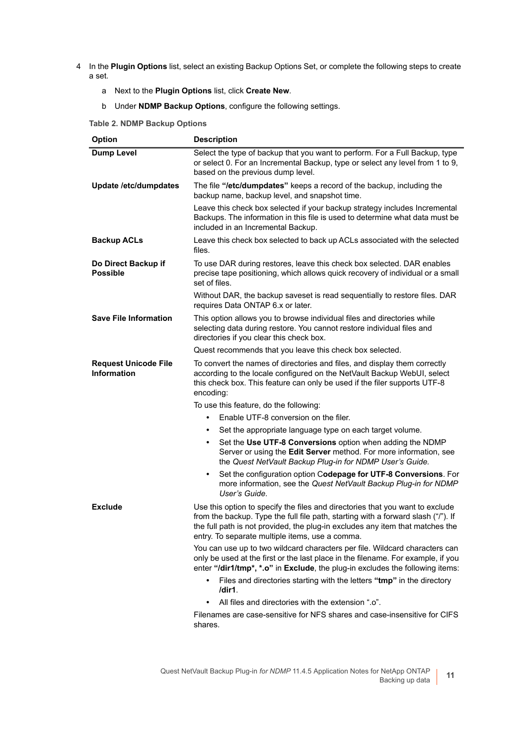4 In the **Plugin Options** list, select an existing Backup Options Set, or complete the following steps to create a set.

   a Next to the **Plugin Options** list, click **Create New**.

   b Under **NDMP Backup Options**, configure the following settings.

**Table 2. NDMP Backup Options**

| Option | Description |
|---|---|
| **Dump Level** | Select the type of backup that you want to perform. For a Full Backup, type or select 0. For an Incremental Backup, type or select any level from 1 to 9, based on the previous dump level. |
| **Update /etc/dumpdates** | The file **"/etc/dumpdates"** keeps a record of the backup, including the backup name, backup level, and snapshot time.<br><br>Leave this check box selected if your backup strategy includes Incremental Backups. The information in this file is used to determine what data must be included in an Incremental Backup. |
| **Backup ACLs** | Leave this check box selected to back up ACLs associated with the selected files. |
| **Do Direct Backup if Possible** | To use DAR during restores, leave this check box selected. DAR enables precise tape positioning, which allows quick recovery of individual or a small set of files.<br><br>Without DAR, the backup saveset is read sequentially to restore files. DAR requires Data ONTAP 6.x or later. |
| **Save File Information** | This option allows you to browse individual files and directories while selecting data during restore. You cannot restore individual files and directories if you clear this check box.<br><br>Quest recommends that you leave this check box selected. |
| **Request Unicode File Information** | To convert the names of directories and files, and display them correctly according to the locale configured on the NetVault Backup WebUI, select this check box. This feature can only be used if the filer supports UTF-8 encoding:<br><br>To use this feature, do the following:<br>• Enable UTF-8 conversion on the filer.<br>• Set the appropriate language type on each target volume.<br>• Set the **Use UTF-8 Conversions** option when adding the NDMP Server or using the **Edit Server** method. For more information, see the *Quest NetVault Backup Plug-in for NDMP User's Guide.*<br>• Set the configuration option C**odepage for UTF-8 Conversions**. For more information, see the *Quest NetVault Backup Plug-in for NDMP User's Guide*. |
| **Exclude** | Use this option to specify the files and directories that you want to exclude from the backup. Type the full file path, starting with a forward slash ("/"). If the full path is not provided, the plug-in excludes any item that matches the entry. To separate multiple items, use a comma.<br><br>You can use up to two wildcard characters per file. Wildcard characters can only be used at the first or the last place in the filename. For example, if you enter **"/dir1/tmp*, *.o"** in **Exclude**, the plug-in excludes the following items:<br>• Files and directories starting with the letters **"tmp"** in the directory **/dir1**.<br>• All files and directories with the extension ".o".<br><br>Filenames are case-sensitive for NFS shares and case-insensitive for CIFS shares. |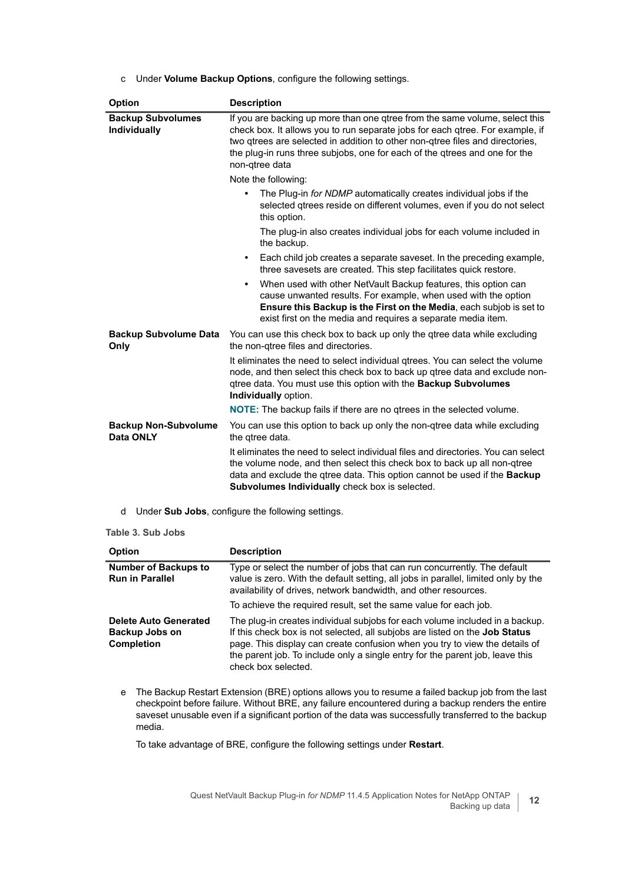c Under **Volume Backup Options**, configure the following settings.

| Option | Description |
| --- | --- |
| **Backup Subvolumes Individually** | If you are backing up more than one qtree from the same volume, select this check box. It allows you to run separate jobs for each qtree. For example, if two qtrees are selected in addition to other non-qtree files and directories, the plug-in runs three subjobs, one for each of the qtrees and one for the non-qtree data<br><br>Note the following:<br>• The Plug-in *for NDMP* automatically creates individual jobs if the selected qtrees reside on different volumes, even if you do not select this option.<br>The plug-in also creates individual jobs for each volume included in the backup.<br>• Each child job creates a separate saveset. In the preceding example, three savesets are created. This step facilitates quick restore.<br>• When used with other NetVault Backup features, this option can cause unwanted results. For example, when used with the option **Ensure this Backup is the First on the Media**, each subjob is set to exist first on the media and requires a separate media item. |
| **Backup Subvolume Data Only** | You can use this check box to back up only the qtree data while excluding the non-qtree files and directories.<br><br>It eliminates the need to select individual qtrees. You can select the volume node, and then select this check box to back up qtree data and exclude non-qtree data. You must use this option with the **Backup Subvolumes Individually** option.<br><br>**NOTE:** The backup fails if there are no qtrees in the selected volume. |
| **Backup Non-Subvolume Data ONLY** | You can use this option to back up only the non-qtree data while excluding the qtree data.<br><br>It eliminates the need to select individual files and directories. You can select the volume node, and then select this check box to back up all non-qtree data and exclude the qtree data. This option cannot be used if the **Backup Subvolumes Individually** check box is selected. |

d Under **Sub Jobs**, configure the following settings.

Table 3. Sub Jobs

| Option | Description |
| --- | --- |
| **Number of Backups to Run in Parallel** | Type or select the number of jobs that can run concurrently. The default value is zero. With the default setting, all jobs in parallel, limited only by the availability of drives, network bandwidth, and other resources.<br><br>To achieve the required result, set the same value for each job. |
| **Delete Auto Generated Backup Jobs on Completion** | The plug-in creates individual subjobs for each volume included in a backup. If this check box is not selected, all subjobs are listed on the **Job Status** page. This display can create confusion when you try to view the details of the parent job. To include only a single entry for the parent job, leave this check box selected. |

e The Backup Restart Extension (BRE) options allows you to resume a failed backup job from the last checkpoint before failure. Without BRE, any failure encountered during a backup renders the entire saveset unusable even if a significant portion of the data was successfully transferred to the backup media.

To take advantage of BRE, configure the following settings under **Restart**.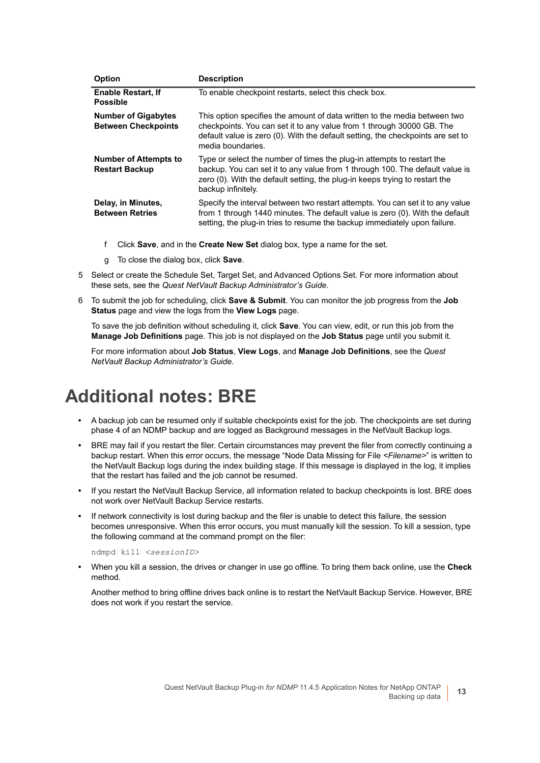| Option | Description |
| --- | --- |
| **Enable Restart, If Possible** | To enable checkpoint restarts, select this check box. |
| **Number of Gigabytes Between Checkpoints** | This option specifies the amount of data written to the media between two checkpoints. You can set it to any value from 1 through 30000 GB. The default value is zero (0). With the default setting, the checkpoints are set to media boundaries. |
| **Number of Attempts to Restart Backup** | Type or select the number of times the plug-in attempts to restart the backup. You can set it to any value from 1 through 100. The default value is zero (0). With the default setting, the plug-in keeps trying to restart the backup infinitely. |
| **Delay, in Minutes, Between Retries** | Specify the interval between two restart attempts. You can set it to any value from 1 through 1440 minutes. The default value is zero (0). With the default setting, the plug-in tries to resume the backup immediately upon failure. |

f Click **Save**, and in the **Create New Set** dialog box, type a name for the set.

g To close the dialog box, click **Save**.

5 Select or create the Schedule Set, Target Set, and Advanced Options Set. For more information about these sets, see the *Quest NetVault Backup Administrator's Guide*.

6 To submit the job for scheduling, click **Save & Submit**. You can monitor the job progress from the **Job Status** page and view the logs from the **View Logs** page.

To save the job definition without scheduling it, click **Save**. You can view, edit, or run this job from the **Manage Job Definitions** page. This job is not displayed on the **Job Status** page until you submit it.

For more information about **Job Status**, **View Logs**, and **Manage Job Definitions**, see the *Quest NetVault Backup Administrator's Guide*.

# Additional notes: BRE

- A backup job can be resumed only if suitable checkpoints exist for the job. The checkpoints are set during phase 4 of an NDMP backup and are logged as Background messages in the NetVault Backup logs.
- BRE may fail if you restart the filer. Certain circumstances may prevent the filer from correctly continuing a backup restart. When this error occurs, the message "Node Data Missing for File <*Filename*>" is written to the NetVault Backup logs during the index building stage. If this message is displayed in the log, it implies that the restart has failed and the job cannot be resumed.
- If you restart the NetVault Backup Service, all information related to backup checkpoints is lost. BRE does not work over NetVault Backup Service restarts.
- If network connectivity is lost during backup and the filer is unable to detect this failure, the session becomes unresponsive. When this error occurs, you must manually kill the session. To kill a session, type the following command at the command prompt on the filer:

```
ndmpd kill <sessionID>
```

- When you kill a session, the drives or changer in use go offline. To bring them back online, use the **Check** method.

  Another method to bring offline drives back online is to restart the NetVault Backup Service. However, BRE does not work if you restart the service.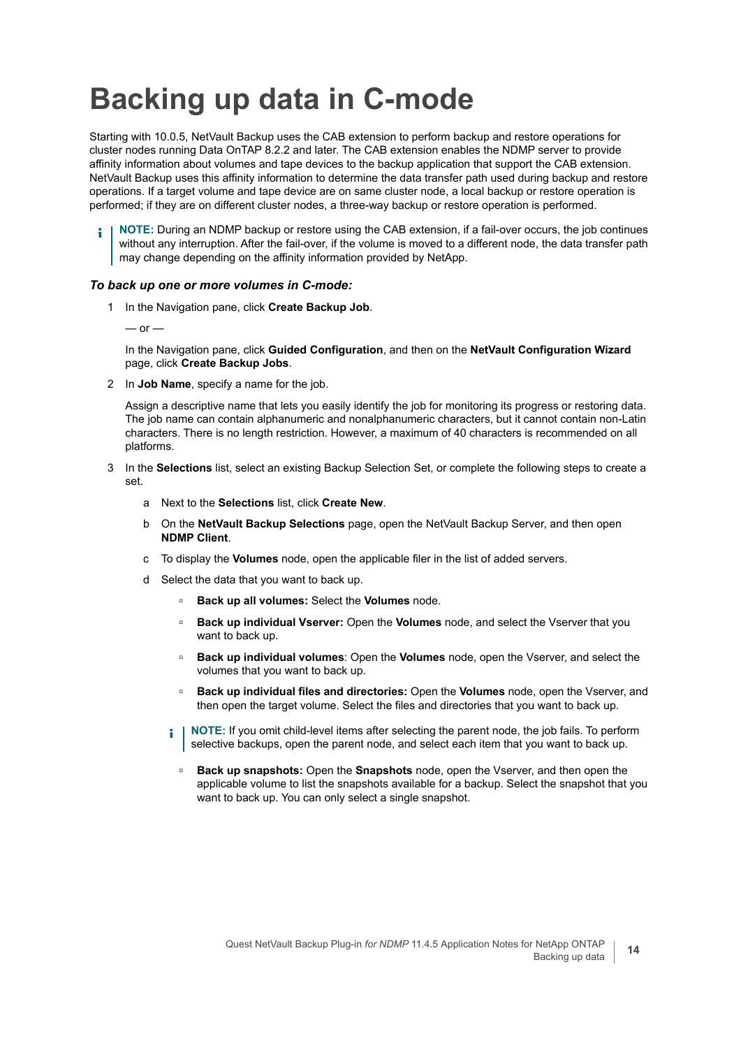# Backing up data in C-mode

Starting with 10.0.5, NetVault Backup uses the CAB extension to perform backup and restore operations for cluster nodes running Data OnTAP 8.2.2 and later. The CAB extension enables the NDMP server to provide affinity information about volumes and tape devices to the backup application that support the CAB extension. NetVault Backup uses this affinity information to determine the data transfer path used during backup and restore operations. If a target volume and tape device are on same cluster node, a local backup or restore operation is performed; if they are on different cluster nodes, a three-way backup or restore operation is performed.

> **NOTE:** During an NDMP backup or restore using the CAB extension, if a fail-over occurs, the job continues without any interruption. After the fail-over, if the volume is moved to a different node, the data transfer path may change depending on the affinity information provided by NetApp.

***To back up one or more volumes in C-mode:***

1. In the Navigation pane, click **Create Backup Job**.

   — or —

   In the Navigation pane, click **Guided Configuration**, and then on the **NetVault Configuration Wizard** page, click **Create Backup Jobs**.

2. In **Job Name**, specify a name for the job.

   Assign a descriptive name that lets you easily identify the job for monitoring its progress or restoring data. The job name can contain alphanumeric and nonalphanumeric characters, but it cannot contain non-Latin characters. There is no length restriction. However, a maximum of 40 characters is recommended on all platforms.

3. In the **Selections** list, select an existing Backup Selection Set, or complete the following steps to create a set.

   a. Next to the **Selections** list, click **Create New**.

   b. On the **NetVault Backup Selections** page, open the NetVault Backup Server, and then open **NDMP Client**.

   c. To display the **Volumes** node, open the applicable filer in the list of added servers.

   d. Select the data that you want to back up.

      - **Back up all volumes:** Select the **Volumes** node.
      - **Back up individual Vserver:** Open the **Volumes** node, and select the Vserver that you want to back up.
      - **Back up individual volumes**: Open the **Volumes** node, open the Vserver, and select the volumes that you want to back up.
      - **Back up individual files and directories:** Open the **Volumes** node, open the Vserver, and then open the target volume. Select the files and directories that you want to back up.

      > **NOTE:** If you omit child-level items after selecting the parent node, the job fails. To perform selective backups, open the parent node, and select each item that you want to back up.

      - **Back up snapshots:** Open the **Snapshots** node, open the Vserver, and then open the applicable volume to list the snapshots available for a backup. Select the snapshot that you want to back up. You can only select a single snapshot.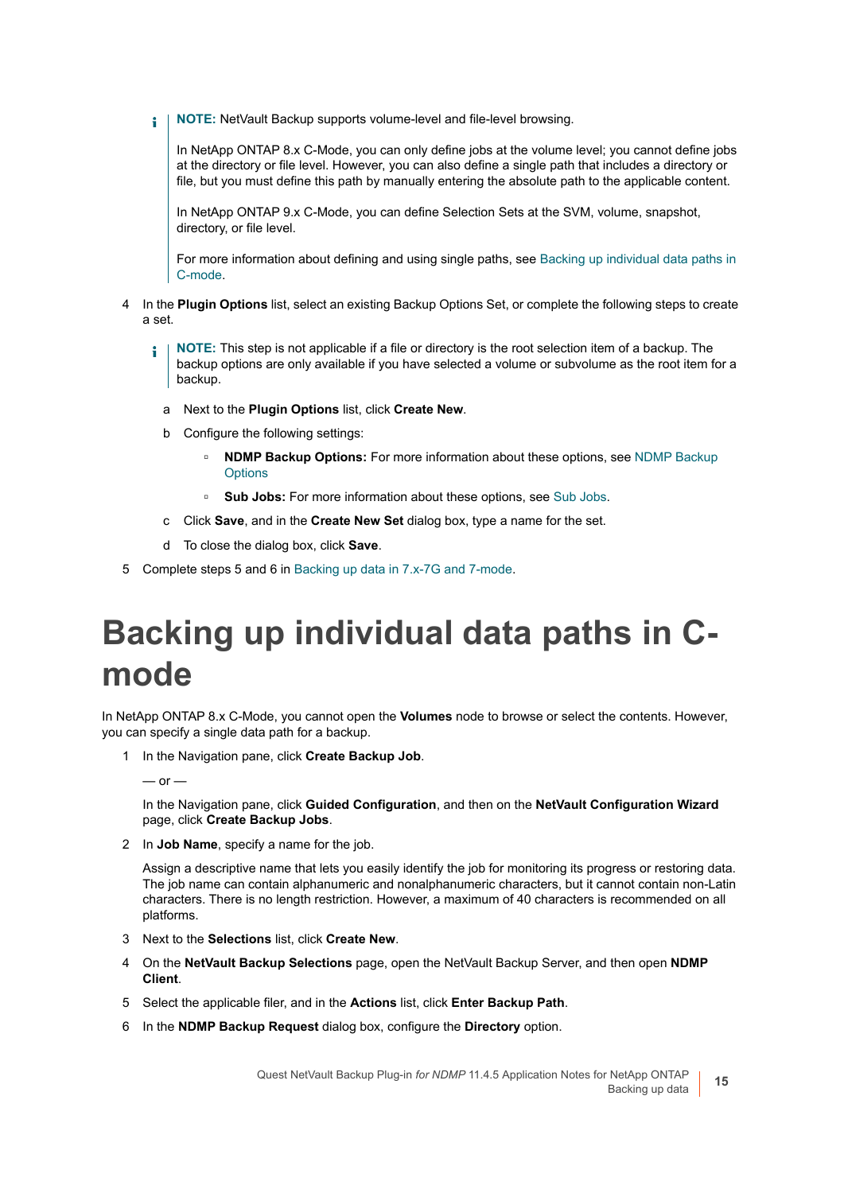> **NOTE:** NetVault Backup supports volume-level and file-level browsing.
>
> In NetApp ONTAP 8.x C-Mode, you can only define jobs at the volume level; you cannot define jobs at the directory or file level. However, you can also define a single path that includes a directory or file, but you must define this path by manually entering the absolute path to the applicable content.
>
> In NetApp ONTAP 9.x C-Mode, you can define Selection Sets at the SVM, volume, snapshot, directory, or file level.
>
> For more information about defining and using single paths, see Backing up individual data paths in C-mode.

4 In the **Plugin Options** list, select an existing Backup Options Set, or complete the following steps to create a set.

> **NOTE:** This step is not applicable if a file or directory is the root selection item of a backup. The backup options are only available if you have selected a volume or subvolume as the root item for a backup.

a Next to the **Plugin Options** list, click **Create New**.

b Configure the following settings:

- **NDMP Backup Options:** For more information about these options, see NDMP Backup Options
- **Sub Jobs:** For more information about these options, see Sub Jobs.

c Click **Save**, and in the **Create New Set** dialog box, type a name for the set.

d To close the dialog box, click **Save**.

5 Complete steps 5 and 6 in Backing up data in 7.x-7G and 7-mode.

# Backing up individual data paths in C-mode

In NetApp ONTAP 8.x C-Mode, you cannot open the **Volumes** node to browse or select the contents. However, you can specify a single data path for a backup.

1 In the Navigation pane, click **Create Backup Job**.

— or —

In the Navigation pane, click **Guided Configuration**, and then on the **NetVault Configuration Wizard** page, click **Create Backup Jobs**.

2 In **Job Name**, specify a name for the job.

Assign a descriptive name that lets you easily identify the job for monitoring its progress or restoring data. The job name can contain alphanumeric and nonalphanumeric characters, but it cannot contain non-Latin characters. There is no length restriction. However, a maximum of 40 characters is recommended on all platforms.

3 Next to the **Selections** list, click **Create New**.

4 On the **NetVault Backup Selections** page, open the NetVault Backup Server, and then open **NDMP Client**.

5 Select the applicable filer, and in the **Actions** list, click **Enter Backup Path**.

6 In the **NDMP Backup Request** dialog box, configure the **Directory** option.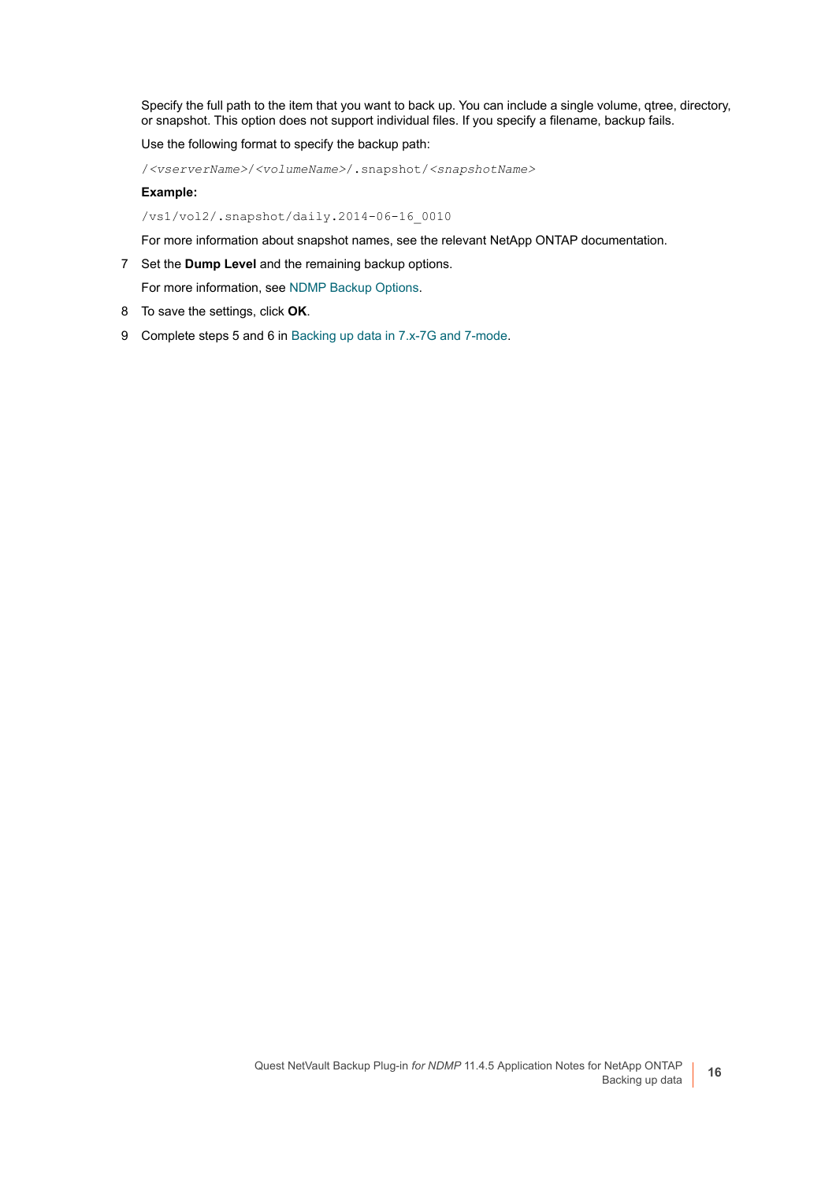Specify the full path to the item that you want to back up. You can include a single volume, qtree, directory, or snapshot. This option does not support individual files. If you specify a filename, backup fails.

Use the following format to specify the backup path:

```
/<vserverName>/<volumeName>/.snapshot/<snapshotName>
```

**Example:**

```
/vs1/vol2/.snapshot/daily.2014-06-16_0010
```

For more information about snapshot names, see the relevant NetApp ONTAP documentation.

7 Set the **Dump Level** and the remaining backup options.

For more information, see NDMP Backup Options.

8 To save the settings, click **OK**.

9 Complete steps 5 and 6 in Backing up data in 7.x-7G and 7-mode.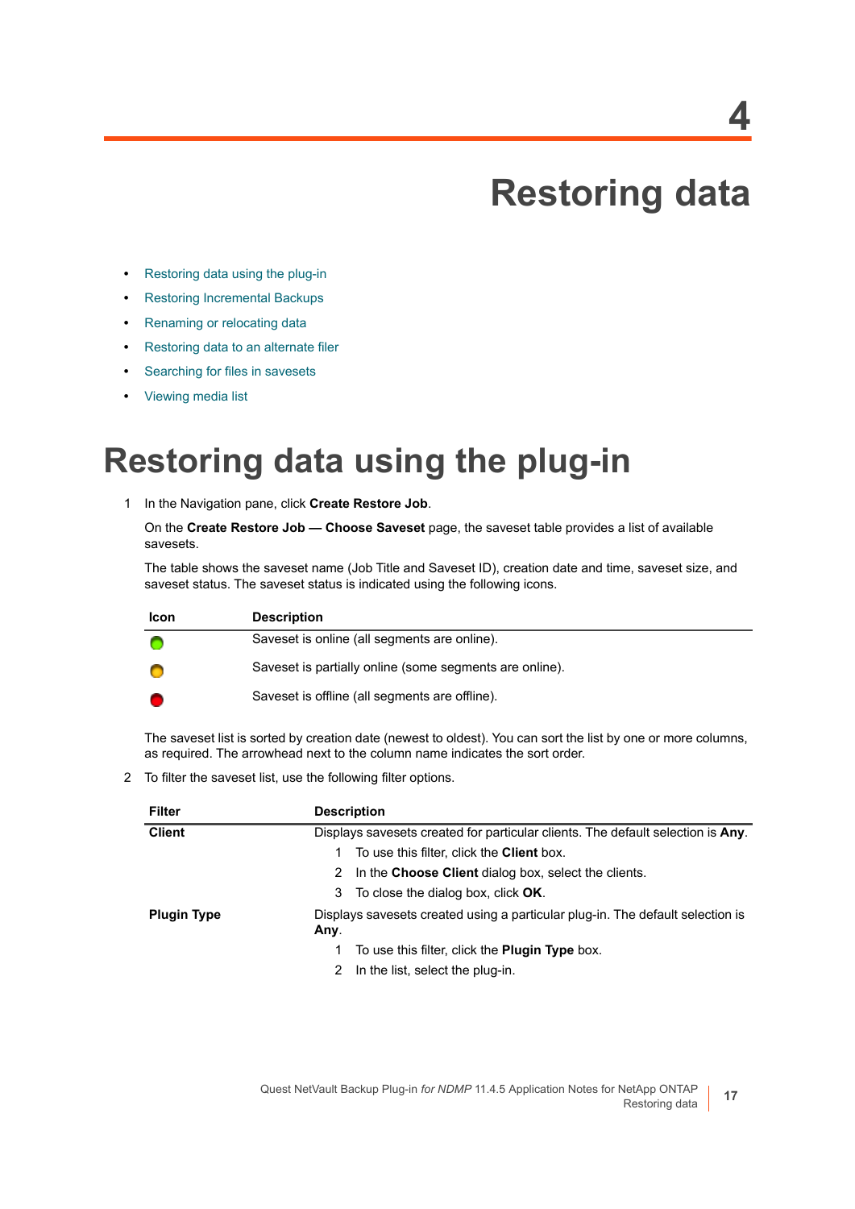# 4 Restoring data

- Restoring data using the plug-in
- Restoring Incremental Backups
- Renaming or relocating data
- Restoring data to an alternate filer
- Searching for files in savesets
- Viewing media list

# Restoring data using the plug-in

1 In the Navigation pane, click **Create Restore Job**.

On the **Create Restore Job — Choose Saveset** page, the saveset table provides a list of available savesets.

The table shows the saveset name (Job Title and Saveset ID), creation date and time, saveset size, and saveset status. The saveset status is indicated using the following icons.

| Icon | Description |
|---|---|
| 🟢 | Saveset is online (all segments are online). |
| 🟠 | Saveset is partially online (some segments are online). |
| 🔴 | Saveset is offline (all segments are offline). |

The saveset list is sorted by creation date (newest to oldest). You can sort the list by one or more columns, as required. The arrowhead next to the column name indicates the sort order.

2 To filter the saveset list, use the following filter options.

| Filter | Description |
|---|---|
| **Client** | Displays savesets created for particular clients. The default selection is **Any**.<br>1 To use this filter, click the **Client** box.<br>2 In the **Choose Client** dialog box, select the clients.<br>3 To close the dialog box, click **OK**. |
| **Plugin Type** | Displays savesets created using a particular plug-in. The default selection is **Any**.<br>1 To use this filter, click the **Plugin Type** box.<br>2 In the list, select the plug-in. |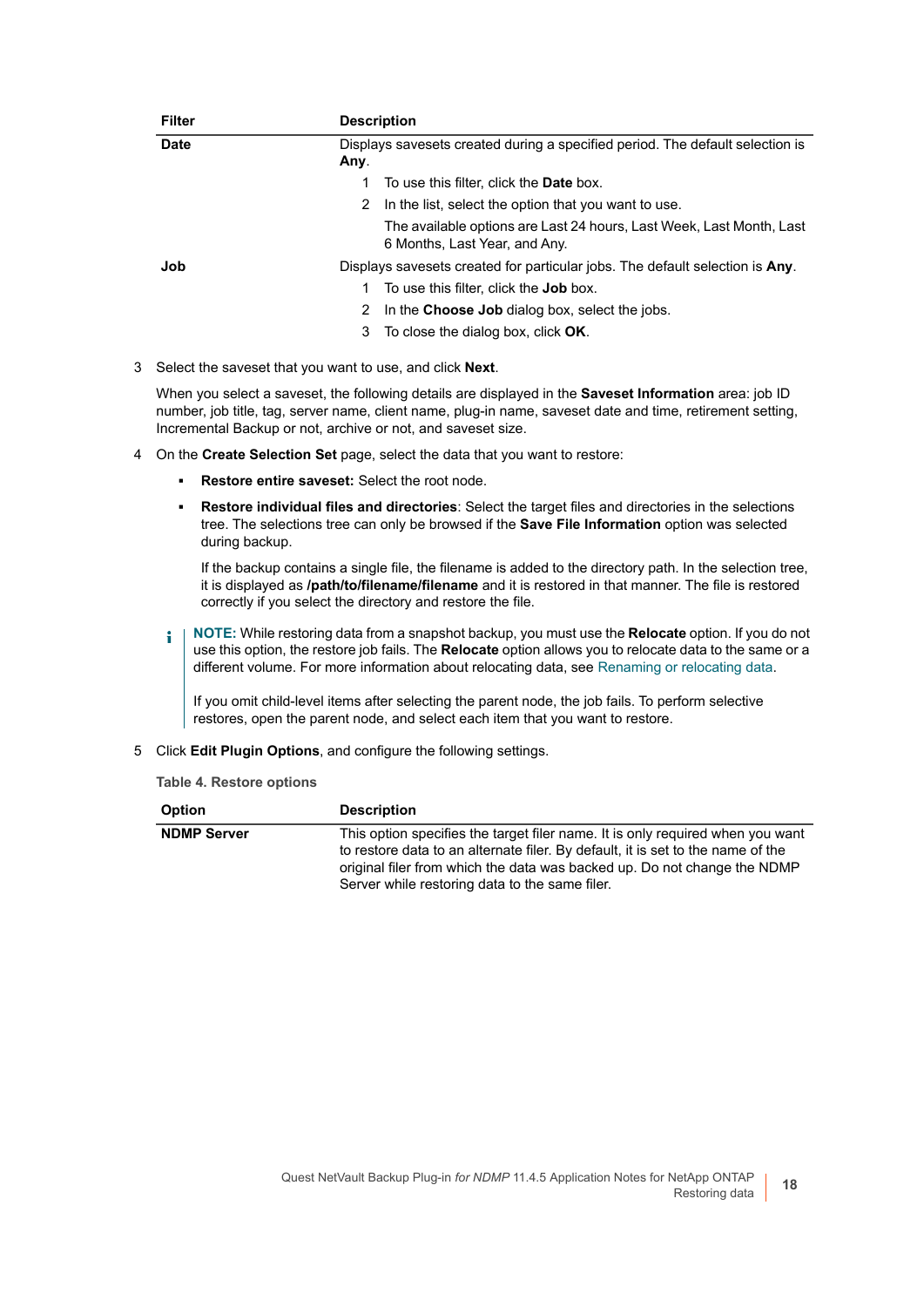| Filter | Description |
|---|---|
| **Date** | Displays savesets created during a specified period. The default selection is **Any**.<br>1 To use this filter, click the **Date** box.<br>2 In the list, select the option that you want to use.<br>The available options are Last 24 hours, Last Week, Last Month, Last 6 Months, Last Year, and Any. |
| **Job** | Displays savesets created for particular jobs. The default selection is **Any**.<br>1 To use this filter, click the **Job** box.<br>2 In the **Choose Job** dialog box, select the jobs.<br>3 To close the dialog box, click **OK**. |

3 Select the saveset that you want to use, and click **Next**.

When you select a saveset, the following details are displayed in the **Saveset Information** area: job ID number, job title, tag, server name, client name, plug-in name, saveset date and time, retirement setting, Incremental Backup or not, archive or not, and saveset size.

4 On the **Create Selection Set** page, select the data that you want to restore:

- **Restore entire saveset:** Select the root node.
- **Restore individual files and directories**: Select the target files and directories in the selections tree. The selections tree can only be browsed if the **Save File Information** option was selected during backup.

  If the backup contains a single file, the filename is added to the directory path. In the selection tree, it is displayed as **/path/to/filename/filename** and it is restored in that manner. The file is restored correctly if you select the directory and restore the file.

> **NOTE:** While restoring data from a snapshot backup, you must use the **Relocate** option. If you do not use this option, the restore job fails. The **Relocate** option allows you to relocate data to the same or a different volume. For more information about relocating data, see Renaming or relocating data.
>
> If you omit child-level items after selecting the parent node, the job fails. To perform selective restores, open the parent node, and select each item that you want to restore.

5 Click **Edit Plugin Options**, and configure the following settings.

**Table 4. Restore options**

| Option | Description |
|---|---|
| **NDMP Server** | This option specifies the target filer name. It is only required when you want to restore data to an alternate filer. By default, it is set to the name of the original filer from which the data was backed up. Do not change the NDMP Server while restoring data to the same filer. |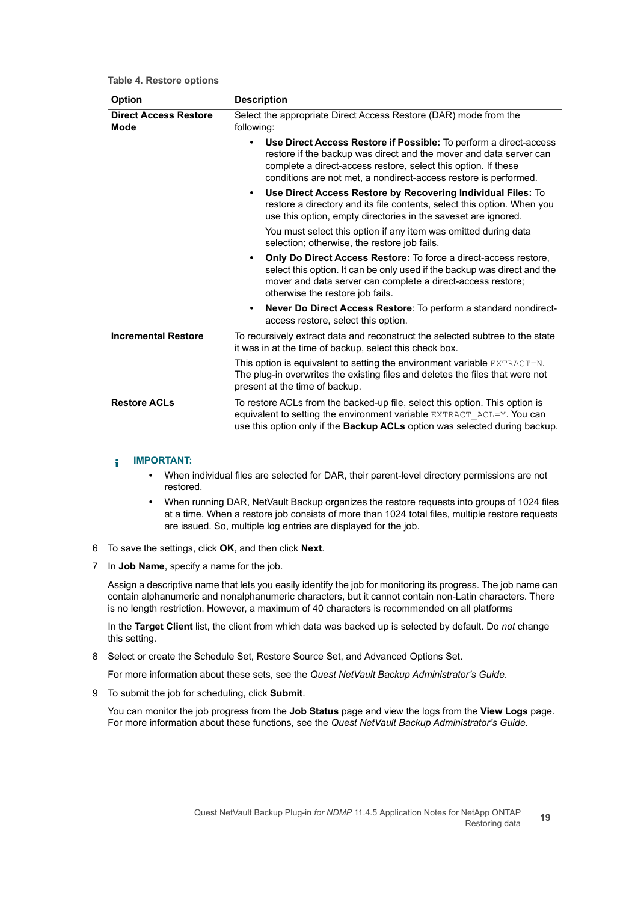**Table 4. Restore options**

| Option | Description |
|---|---|
| **Direct Access Restore Mode** | Select the appropriate Direct Access Restore (DAR) mode from the following:<br>• **Use Direct Access Restore if Possible:** To perform a direct-access restore if the backup was direct and the mover and data server can complete a direct-access restore, select this option. If these conditions are not met, a nondirect-access restore is performed.<br>• **Use Direct Access Restore by Recovering Individual Files:** To restore a directory and its file contents, select this option. When you use this option, empty directories in the saveset are ignored.<br>You must select this option if any item was omitted during data selection; otherwise, the restore job fails.<br>• **Only Do Direct Access Restore:** To force a direct-access restore, select this option. It can be only used if the backup was direct and the mover and data server can complete a direct-access restore; otherwise the restore job fails.<br>• **Never Do Direct Access Restore**: To perform a standard nondirect-access restore, select this option. |
| **Incremental Restore** | To recursively extract data and reconstruct the selected subtree to the state it was in at the time of backup, select this check box.<br>This option is equivalent to setting the environment variable `EXTRACT=N`. The plug-in overwrites the existing files and deletes the files that were not present at the time of backup. |
| **Restore ACLs** | To restore ACLs from the backed-up file, select this option. This option is equivalent to setting the environment variable `EXTRACT_ACL=Y`. You can use this option only if the **Backup ACLs** option was selected during backup. |

> **IMPORTANT:**
> - When individual files are selected for DAR, their parent-level directory permissions are not restored.
> - When running DAR, NetVault Backup organizes the restore requests into groups of 1024 files at a time. When a restore job consists of more than 1024 total files, multiple restore requests are issued. So, multiple log entries are displayed for the job.

6. To save the settings, click **OK**, and then click **Next**.
7. In **Job Name**, specify a name for the job.

   Assign a descriptive name that lets you easily identify the job for monitoring its progress. The job name can contain alphanumeric and nonalphanumeric characters, but it cannot contain non-Latin characters. There is no length restriction. However, a maximum of 40 characters is recommended on all platforms

   In the **Target Client** list, the client from which data was backed up is selected by default. Do *not* change this setting.
8. Select or create the Schedule Set, Restore Source Set, and Advanced Options Set.

   For more information about these sets, see the *Quest NetVault Backup Administrator's Guide*.
9. To submit the job for scheduling, click **Submit**.

   You can monitor the job progress from the **Job Status** page and view the logs from the **View Logs** page. For more information about these functions, see the *Quest NetVault Backup Administrator's Guide*.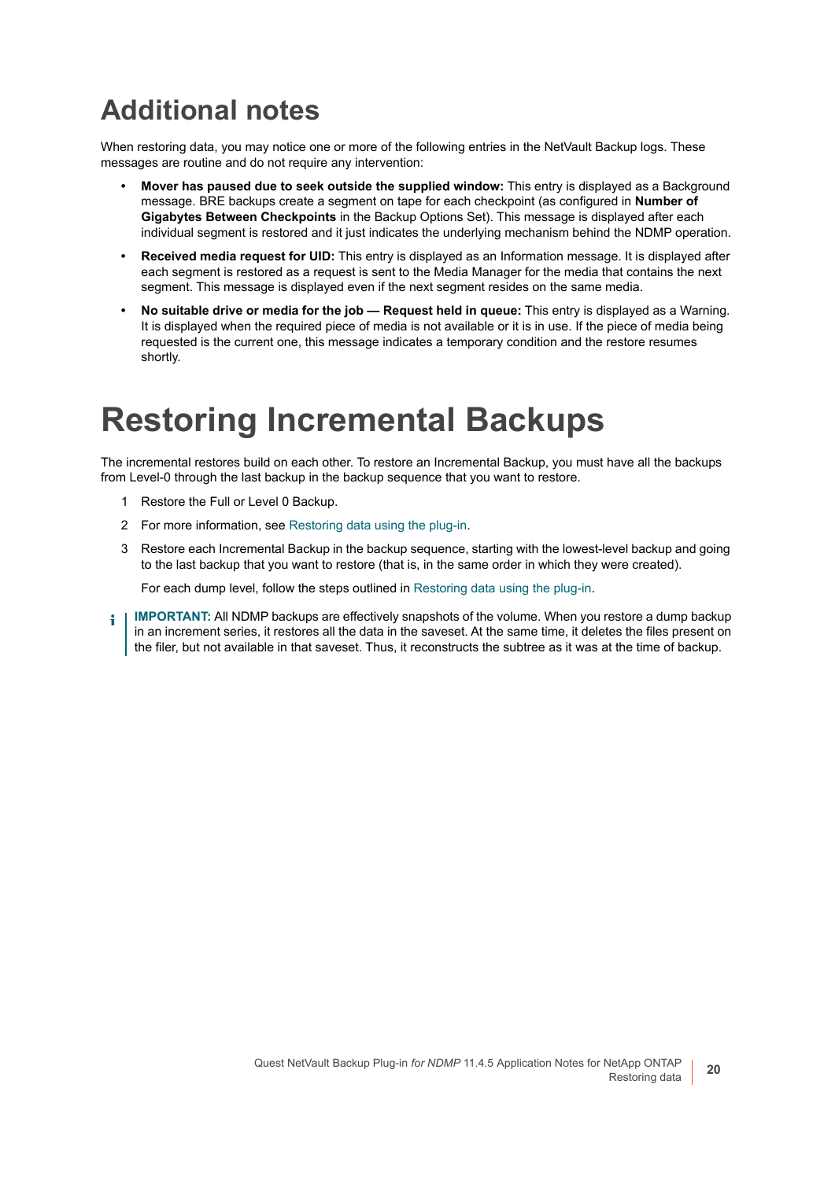## Additional notes

When restoring data, you may notice one or more of the following entries in the NetVault Backup logs. These messages are routine and do not require any intervention:

- **Mover has paused due to seek outside the supplied window:** This entry is displayed as a Background message. BRE backups create a segment on tape for each checkpoint (as configured in **Number of Gigabytes Between Checkpoints** in the Backup Options Set). This message is displayed after each individual segment is restored and it just indicates the underlying mechanism behind the NDMP operation.
- **Received media request for UID:** This entry is displayed as an Information message. It is displayed after each segment is restored as a request is sent to the Media Manager for the media that contains the next segment. This message is displayed even if the next segment resides on the same media.
- **No suitable drive or media for the job — Request held in queue:** This entry is displayed as a Warning. It is displayed when the required piece of media is not available or it is in use. If the piece of media being requested is the current one, this message indicates a temporary condition and the restore resumes shortly.

# Restoring Incremental Backups

The incremental restores build on each other. To restore an Incremental Backup, you must have all the backups from Level-0 through the last backup in the backup sequence that you want to restore.

1. Restore the Full or Level 0 Backup.
2. For more information, see Restoring data using the plug-in.
3. Restore each Incremental Backup in the backup sequence, starting with the lowest-level backup and going to the last backup that you want to restore (that is, in the same order in which they were created).

   For each dump level, follow the steps outlined in Restoring data using the plug-in.

**IMPORTANT:** All NDMP backups are effectively snapshots of the volume. When you restore a dump backup in an increment series, it restores all the data in the saveset. At the same time, it deletes the files present on the filer, but not available in that saveset. Thus, it reconstructs the subtree as it was at the time of backup.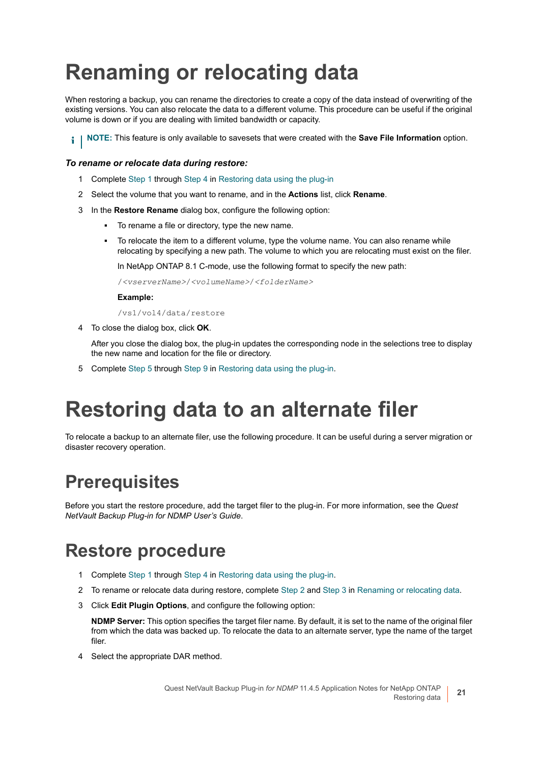# Renaming or relocating data

When restoring a backup, you can rename the directories to create a copy of the data instead of overwriting of the existing versions. You can also relocate the data to a different volume. This procedure can be useful if the original volume is down or if you are dealing with limited bandwidth or capacity.

**NOTE:** This feature is only available to savesets that were created with the **Save File Information** option.

***To rename or relocate data during restore:***

1. Complete Step 1 through Step 4 in Restoring data using the plug-in
2. Select the volume that you want to rename, and in the **Actions** list, click **Rename**.
3. In the **Restore Rename** dialog box, configure the following option:
   - To rename a file or directory, type the new name.
   - To relocate the item to a different volume, type the volume name. You can also rename while relocating by specifying a new path. The volume to which you are relocating must exist on the filer.

     In NetApp ONTAP 8.1 C-mode, use the following format to specify the new path:

     ```
     /<vserverName>/<volumeName>/<folderName>
     ```

     **Example:**

     ```
     /vs1/vol4/data/restore
     ```
4. To close the dialog box, click **OK**.

   After you close the dialog box, the plug-in updates the corresponding node in the selections tree to display the new name and location for the file or directory.
5. Complete Step 5 through Step 9 in Restoring data using the plug-in.

# Restoring data to an alternate filer

To relocate a backup to an alternate filer, use the following procedure. It can be useful during a server migration or disaster recovery operation.

## Prerequisites

Before you start the restore procedure, add the target filer to the plug-in. For more information, see the *Quest NetVault Backup Plug-in for NDMP User's Guide*.

## Restore procedure

1. Complete Step 1 through Step 4 in Restoring data using the plug-in.
2. To rename or relocate data during restore, complete Step 2 and Step 3 in Renaming or relocating data.
3. Click **Edit Plugin Options**, and configure the following option:

   **NDMP Server:** This option specifies the target filer name. By default, it is set to the name of the original filer from which the data was backed up. To relocate the data to an alternate server, type the name of the target filer.
4. Select the appropriate DAR method.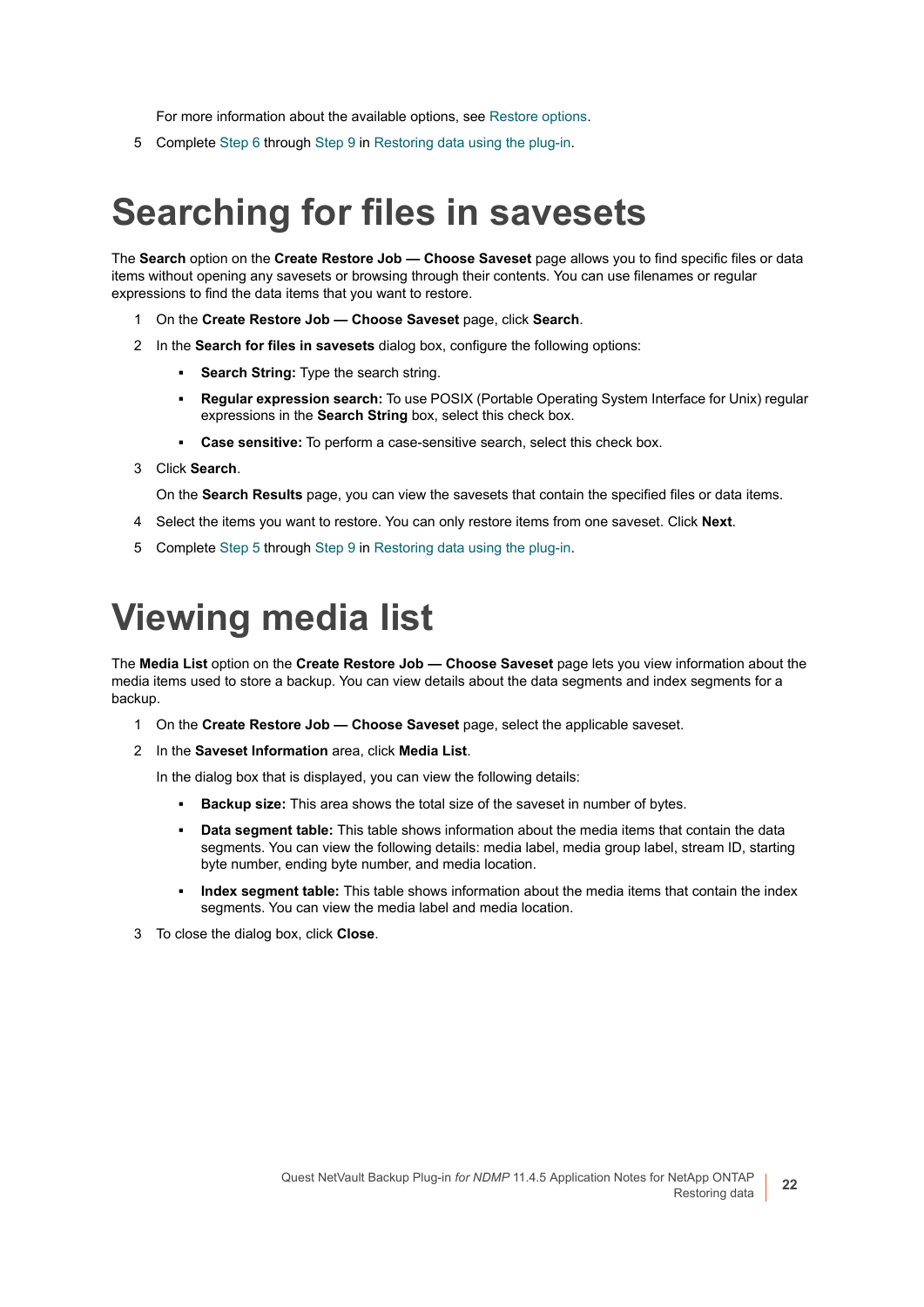For more information about the available options, see Restore options.

5 Complete Step 6 through Step 9 in Restoring data using the plug-in.

# Searching for files in savesets

The **Search** option on the **Create Restore Job — Choose Saveset** page allows you to find specific files or data items without opening any savesets or browsing through their contents. You can use filenames or regular expressions to find the data items that you want to restore.

1 On the **Create Restore Job — Choose Saveset** page, click **Search**.

2 In the **Search for files in savesets** dialog box, configure the following options:

- **Search String:** Type the search string.
- **Regular expression search:** To use POSIX (Portable Operating System Interface for Unix) regular expressions in the **Search String** box, select this check box.
- **Case sensitive:** To perform a case-sensitive search, select this check box.

3 Click **Search**.

On the **Search Results** page, you can view the savesets that contain the specified files or data items.

4 Select the items you want to restore. You can only restore items from one saveset. Click **Next**.

5 Complete Step 5 through Step 9 in Restoring data using the plug-in.

# Viewing media list

The **Media List** option on the **Create Restore Job — Choose Saveset** page lets you view information about the media items used to store a backup. You can view details about the data segments and index segments for a backup.

1 On the **Create Restore Job — Choose Saveset** page, select the applicable saveset.

2 In the **Saveset Information** area, click **Media List**.

In the dialog box that is displayed, you can view the following details:

- **Backup size:** This area shows the total size of the saveset in number of bytes.
- **Data segment table:** This table shows information about the media items that contain the data segments. You can view the following details: media label, media group label, stream ID, starting byte number, ending byte number, and media location.
- **Index segment table:** This table shows information about the media items that contain the index segments. You can view the media label and media location.

3 To close the dialog box, click **Close**.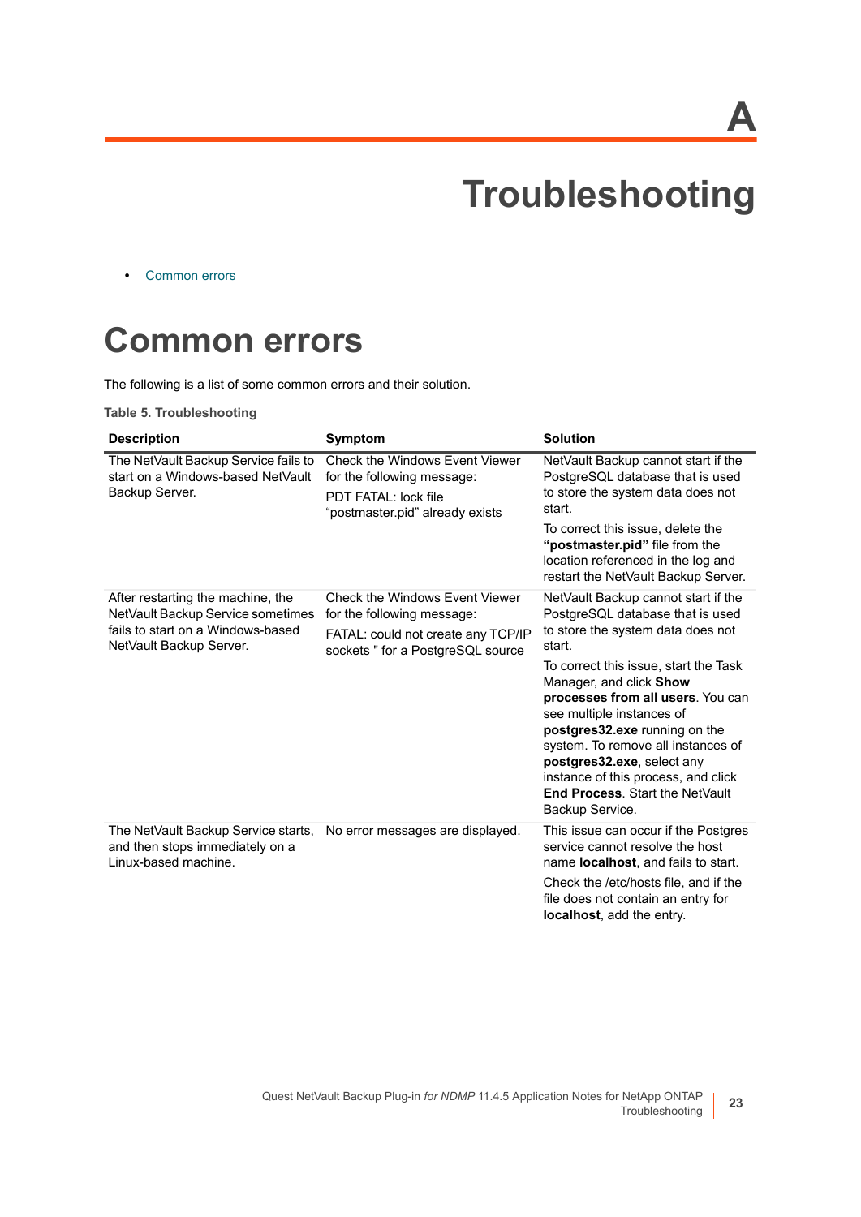# A

# Troubleshooting

- Common errors

## Common errors

The following is a list of some common errors and their solution.

**Table 5. Troubleshooting**

| Description | Symptom | Solution |
|---|---|---|
| The NetVault Backup Service fails to start on a Windows-based NetVault Backup Server. | Check the Windows Event Viewer for the following message:<br><br>PDT FATAL: lock file “postmaster.pid” already exists | NetVault Backup cannot start if the PostgreSQL database that is used to store the system data does not start.<br><br>To correct this issue, delete the **“postmaster.pid”** file from the location referenced in the log and restart the NetVault Backup Server. |
| After restarting the machine, the NetVault Backup Service sometimes fails to start on a Windows-based NetVault Backup Server. | Check the Windows Event Viewer for the following message:<br><br>FATAL: could not create any TCP/IP sockets " for a PostgreSQL source | NetVault Backup cannot start if the PostgreSQL database that is used to store the system data does not start.<br><br>To correct this issue, start the Task Manager, and click **Show processes from all users**. You can see multiple instances of **postgres32.exe** running on the system. To remove all instances of **postgres32.exe**, select any instance of this process, and click **End Process**. Start the NetVault Backup Service. |
| The NetVault Backup Service starts, and then stops immediately on a Linux-based machine. | No error messages are displayed. | This issue can occur if the Postgres service cannot resolve the host name **localhost**, and fails to start.<br><br>Check the /etc/hosts file, and if the file does not contain an entry for **localhost**, add the entry. |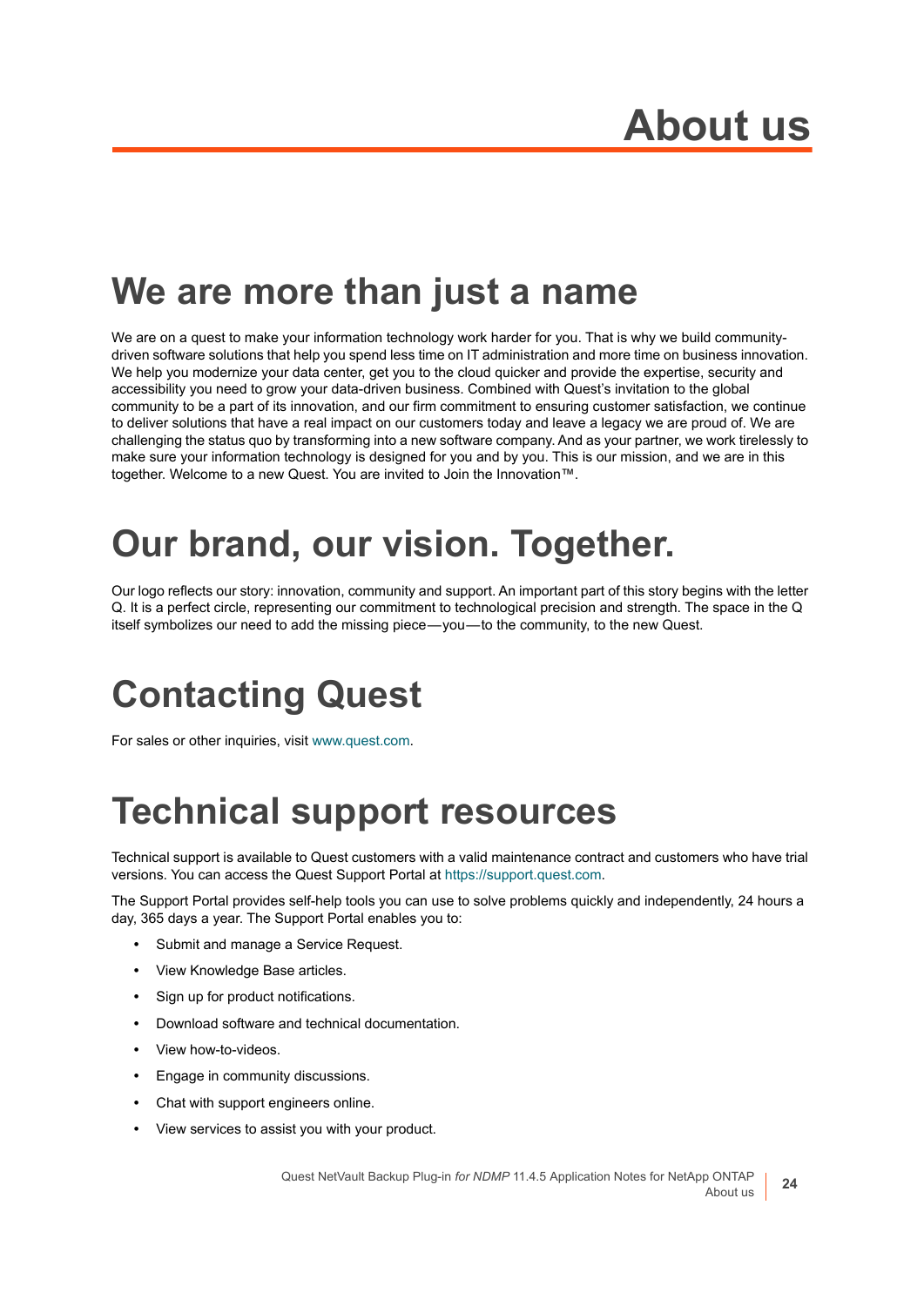# About us

## We are more than just a name

We are on a quest to make your information technology work harder for you. That is why we build community-driven software solutions that help you spend less time on IT administration and more time on business innovation. We help you modernize your data center, get you to the cloud quicker and provide the expertise, security and accessibility you need to grow your data-driven business. Combined with Quest's invitation to the global community to be a part of its innovation, and our firm commitment to ensuring customer satisfaction, we continue to deliver solutions that have a real impact on our customers today and leave a legacy we are proud of. We are challenging the status quo by transforming into a new software company. And as your partner, we work tirelessly to make sure your information technology is designed for you and by you. This is our mission, and we are in this together. Welcome to a new Quest. You are invited to Join the Innovation™.

## Our brand, our vision. Together.

Our logo reflects our story: innovation, community and support. An important part of this story begins with the letter Q. It is a perfect circle, representing our commitment to technological precision and strength. The space in the Q itself symbolizes our need to add the missing piece—you—to the community, to the new Quest.

## Contacting Quest

For sales or other inquiries, visit www.quest.com.

## Technical support resources

Technical support is available to Quest customers with a valid maintenance contract and customers who have trial versions. You can access the Quest Support Portal at https://support.quest.com.

The Support Portal provides self-help tools you can use to solve problems quickly and independently, 24 hours a day, 365 days a year. The Support Portal enables you to:

- Submit and manage a Service Request.
- View Knowledge Base articles.
- Sign up for product notifications.
- Download software and technical documentation.
- View how-to-videos.
- Engage in community discussions.
- Chat with support engineers online.
- View services to assist you with your product.